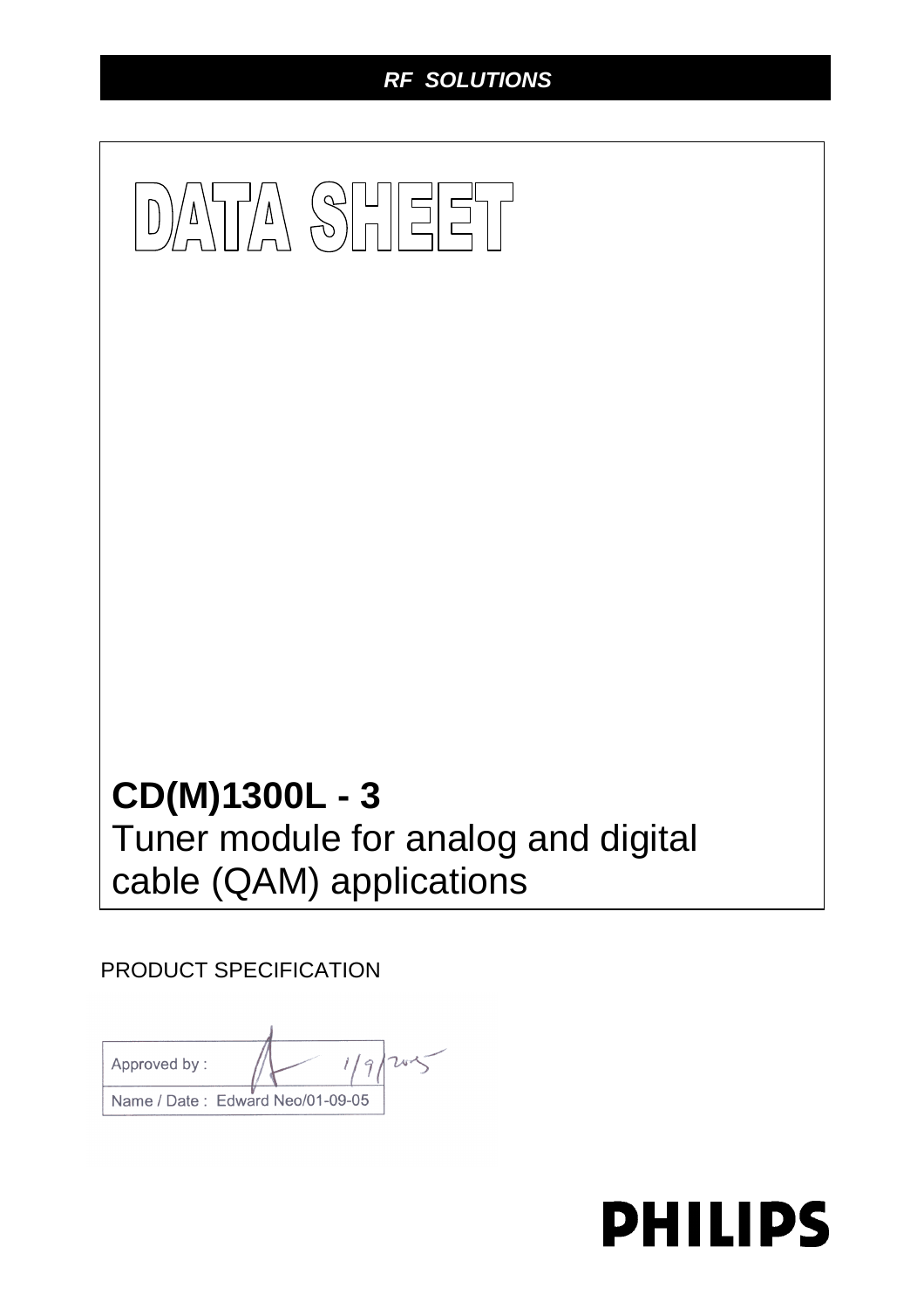*RF SOLUTIONS*

# DATA SHEET

## CD(M)1300L - 3

Tuner module for analog and digital cable (QAM) applications

PRODUCT SPECIFICATION

| Approved by : | 1/9/2005 |
|---|---|
| Name / Date : Edward Neo/01-09-05 | |

**PHILIPS**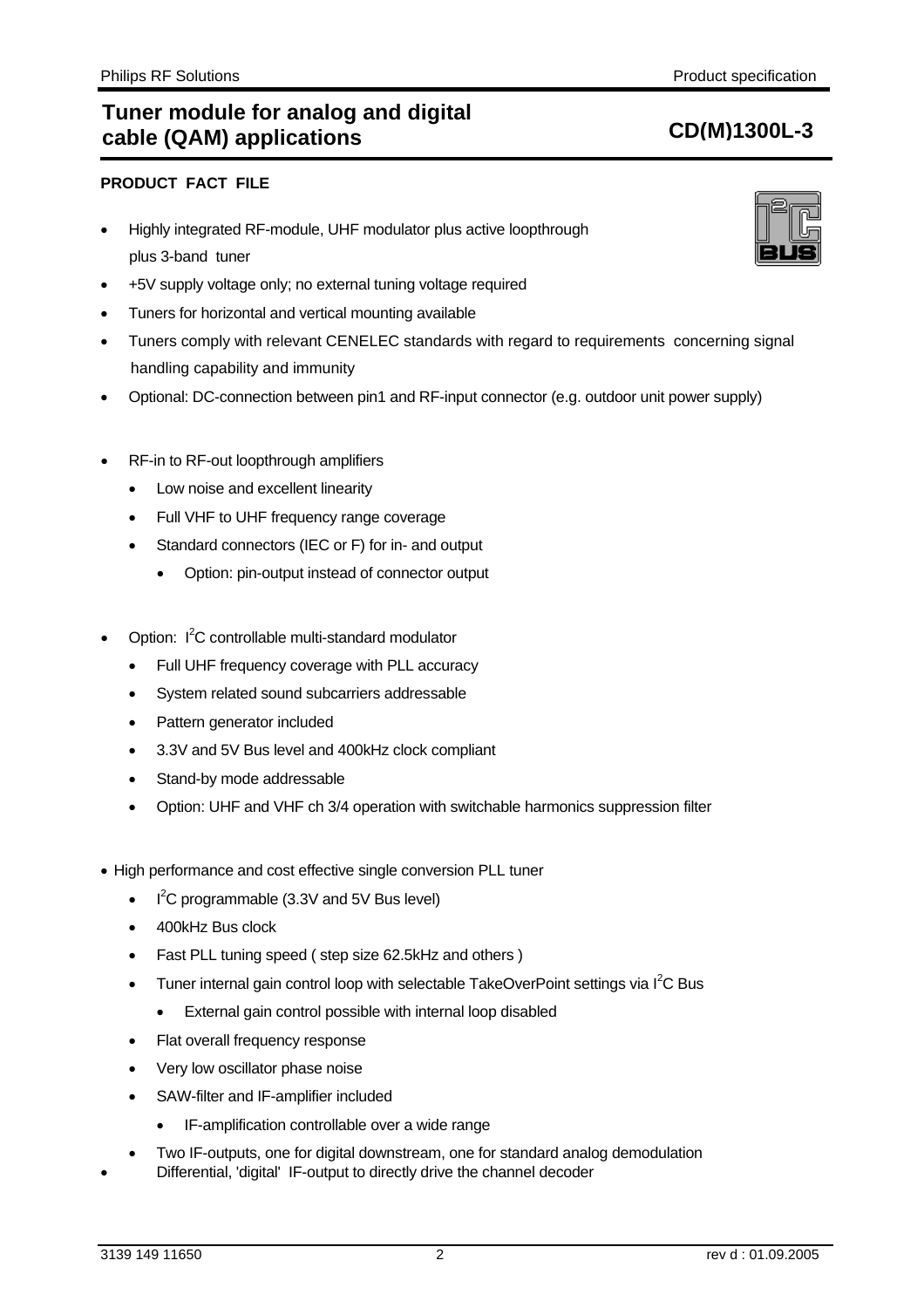# Tuner module for analog and digital cable (QAM) applications

# CD(M)1300L-3

## PRODUCT FACT FILE

- Highly integrated RF-module, UHF modulator plus active loopthrough plus 3-band tuner
- +5V supply voltage only; no external tuning voltage required
- Tuners for horizontal and vertical mounting available
- Tuners comply with relevant CENELEC standards with regard to requirements concerning signal handling capability and immunity
- Optional: DC-connection between pin1 and RF-input connector (e.g. outdoor unit power supply)

- RF-in to RF-out loopthrough amplifiers
  - Low noise and excellent linearity
  - Full VHF to UHF frequency range coverage
  - Standard connectors (IEC or F) for in- and output
    - Option: pin-output instead of connector output

- Option: $I^2C$ controllable multi-standard modulator
  - Full UHF frequency coverage with PLL accuracy
  - System related sound subcarriers addressable
  - Pattern generator included
  - 3.3V and 5V Bus level and 400kHz clock compliant
  - Stand-by mode addressable
  - Option: UHF and VHF ch 3/4 operation with switchable harmonics suppression filter

- High performance and cost effective single conversion PLL tuner
  - $I^2C$ programmable (3.3V and 5V Bus level)
  - 400kHz Bus clock
  - Fast PLL tuning speed ( step size 62.5kHz and others )
  - Tuner internal gain control loop with selectable TakeOverPoint settings via $I^2C$ Bus
    - External gain control possible with internal loop disabled
  - Flat overall frequency response
  - Very low oscillator phase noise
  - SAW-filter and IF-amplifier included
    - IF-amplification controllable over a wide range
  - Two IF-outputs, one for digital downstream, one for standard analog demodulation
- Differential, 'digital' IF-output to directly drive the channel decoder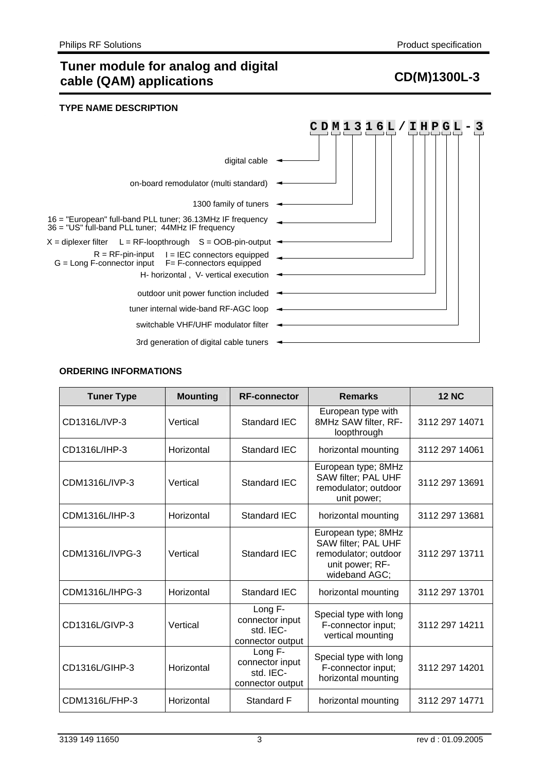# Tuner module for analog and digital cable (QAM) applications

## CD(M)1300L-3

### TYPE NAME DESCRIPTION

**C D M 1 3 1 6 L / I H P G L - 3**

- C D — digital cable
- M — on-board remodulator (multi standard)
- 13 — 1300 family of tuners
- 16 — 16 = "European" full-band PLL tuner; 36.13MHz IF frequency; 36 = "US" full-band PLL tuner; 44MHz IF frequency
- L — X = diplexer filter   L = RF-loopthrough   S = OOB-pin-output
- I — R = RF-pin-input   I = IEC connectors equipped   G = Long F-connector input   F= F-connectors equipped
- H — H- horizontal , V- vertical execution
- P — outdoor unit power function included
- G — tuner internal wide-band RF-AGC loop
- L — switchable VHF/UHF modulator filter
- 3 — 3rd generation of digital cable tuners

### ORDERING INFORMATIONS

| Tuner Type | Mounting | RF-connector | Remarks | 12 NC |
|---|---|---|---|---|
| CD1316L/IVP-3 | Vertical | Standard IEC | European type with 8MHz SAW filter, RF-loopthrough | 3112 297 14071 |
| CD1316L/IHP-3 | Horizontal | Standard IEC | horizontal mounting | 3112 297 14061 |
| CDM1316L/IVP-3 | Vertical | Standard IEC | European type; 8MHz SAW filter; PAL UHF remodulator; outdoor unit power; | 3112 297 13691 |
| CDM1316L/IHP-3 | Horizontal | Standard IEC | horizontal mounting | 3112 297 13681 |
| CDM1316L/IVPG-3 | Vertical | Standard IEC | European type; 8MHz SAW filter; PAL UHF remodulator; outdoor unit power; RF-wideband AGC; | 3112 297 13711 |
| CDM1316L/IHPG-3 | Horizontal | Standard IEC | horizontal mounting | 3112 297 13701 |
| CD1316L/GIVP-3 | Vertical | Long F-connector input std. IEC-connector output | Special type with long F-connector input; vertical mounting | 3112 297 14211 |
| CD1316L/GIHP-3 | Horizontal | Long F-connector input std. IEC-connector output | Special type with long F-connector input; horizontal mounting | 3112 297 14201 |
| CDM1316L/FHP-3 | Horizontal | Standard F | horizontal mounting | 3112 297 14771 |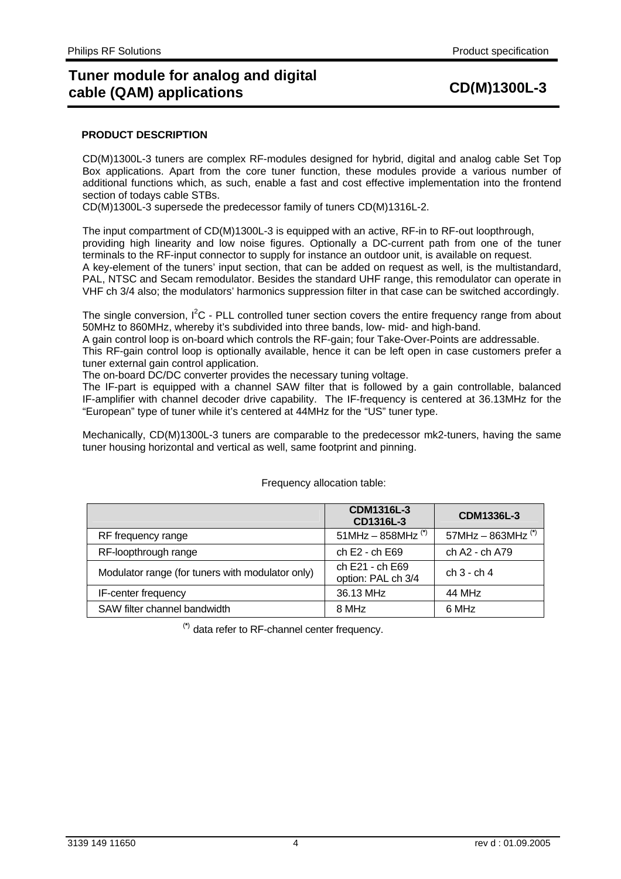# Tuner module for analog and digital cable (QAM) applications

# CD(M)1300L-3

## PRODUCT DESCRIPTION

CD(M)1300L-3 tuners are complex RF-modules designed for hybrid, digital and analog cable Set Top Box applications. Apart from the core tuner function, these modules provide a various number of additional functions which, as such, enable a fast and cost effective implementation into the frontend section of todays cable STBs.
CD(M)1300L-3 supersede the predecessor family of tuners CD(M)1316L-2.

The input compartment of CD(M)1300L-3 is equipped with an active, RF-in to RF-out loopthrough, providing high linearity and low noise figures. Optionally a DC-current path from one of the tuner terminals to the RF-input connector to supply for instance an outdoor unit, is available on request.
A key-element of the tuners' input section, that can be added on request as well, is the multistandard, PAL, NTSC and Secam remodulator. Besides the standard UHF range, this remodulator can operate in VHF ch 3/4 also; the modulators' harmonics suppression filter in that case can be switched accordingly.

The single conversion, $I^2C$ - PLL controlled tuner section covers the entire frequency range from about 50MHz to 860MHz, whereby it's subdivided into three bands, low- mid- and high-band.
A gain control loop is on-board which controls the RF-gain; four Take-Over-Points are addressable.
This RF-gain control loop is optionally available, hence it can be left open in case customers prefer a tuner external gain control application.
The on-board DC/DC converter provides the necessary tuning voltage.
The IF-part is equipped with a channel SAW filter that is followed by a gain controllable, balanced IF-amplifier with channel decoder drive capability. The IF-frequency is centered at 36.13MHz for the "European" type of tuner while it's centered at 44MHz for the "US" tuner type.

Mechanically, CD(M)1300L-3 tuners are comparable to the predecessor mk2-tuners, having the same tuner housing horizontal and vertical as well, same footprint and pinning.

Frequency allocation table:

| | CDM1316L-3 CD1316L-3 | CDM1336L-3 |
|---|---|---|
| RF frequency range | 51MHz – 858MHz (*) | 57MHz – 863MHz (*) |
| RF-loopthrough range | ch E2 - ch E69 | ch A2 - ch A79 |
| Modulator range (for tuners with modulator only) | ch E21 - ch E69 option: PAL ch 3/4 | ch 3 - ch 4 |
| IF-center frequency | 36.13 MHz | 44 MHz |
| SAW filter channel bandwidth | 8 MHz | 6 MHz |

(*) data refer to RF-channel center frequency.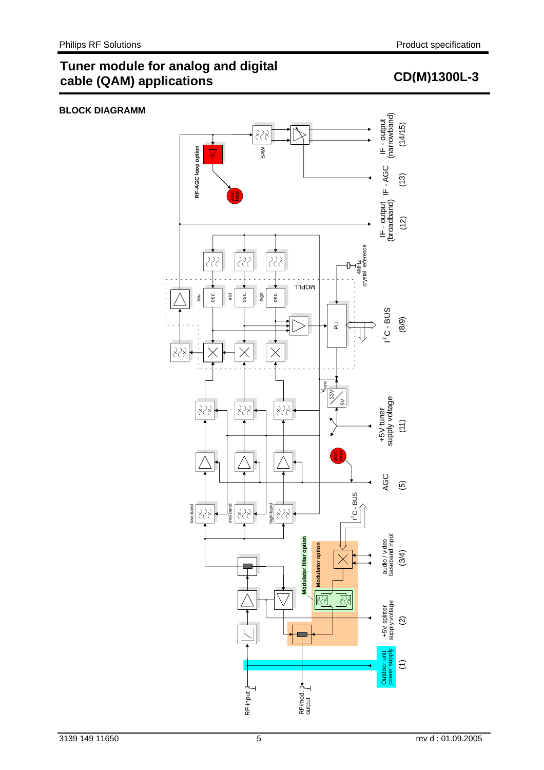## BLOCK DIAGRAMM

IF - output (narrowband) (14/15)

IF - AGC (13)

IF - output (broadband) (12)

$I^2C$ - BUS (8/9)

+5V tuner supply voltage (11)

AGC (5)

audio / video baseband input (3/4)

+5V splitter supply voltage (2)

Outdoor unit power supply (1)

RF-input

RF/mod. output

RF-AGC loop option

SAW

AGC loop

4MHz crystal reference

MOPLL

PLL

low osc.

mid osc.

high osc.

$V_{tune}$

33V

5V

low-band

mid-band

high-band

$I^2C$ - BUS

Modulator filter option

Modulator option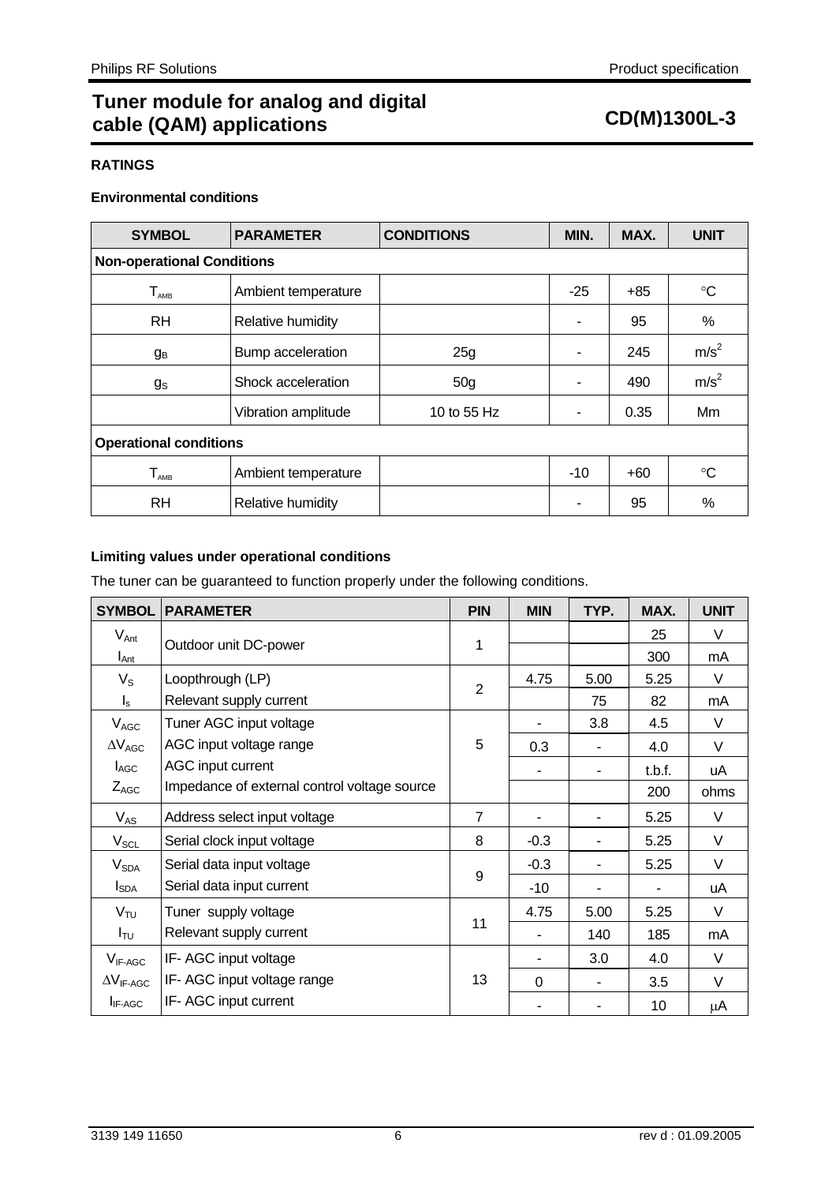# Tuner module for analog and digital cable (QAM) applications

## CD(M)1300L-3

### RATINGS

#### Environmental conditions

| SYMBOL | PARAMETER | CONDITIONS | MIN. | MAX. | UNIT |
|---|---|---|---|---|---|
| **Non-operational Conditions** | | | | | |
| $T_{AMB}$ | Ambient temperature | | -25 | +85 | °C |
| RH | Relative humidity | | - | 95 | % |
| $g_B$ | Bump acceleration | 25g | - | 245 | $m/s^2$ |
| $g_S$ | Shock acceleration | 50g | - | 490 | $m/s^2$ |
| | Vibration amplitude | 10 to 55 Hz | - | 0.35 | Mm |
| **Operational conditions** | | | | | |
| $T_{AMB}$ | Ambient temperature | | -10 | +60 | °C |
| RH | Relative humidity | | - | 95 | % |

#### Limiting values under operational conditions

The tuner can be guaranteed to function properly under the following conditions.

| SYMBOL | PARAMETER | PIN | MIN | TYP. | MAX. | UNIT |
|---|---|---|---|---|---|---|
| $V_{Ant}$ | Outdoor unit DC-power | 1 | | | 25 | V |
| $I_{Ant}$ | | | | | 300 | mA |
| $V_S$ | Loopthrough (LP) | 2 | 4.75 | 5.00 | 5.25 | V |
| $I_s$ | Relevant supply current | | | 75 | 82 | mA |
| $V_{AGC}$ | Tuner AGC input voltage | 5 | - | 3.8 | 4.5 | V |
| $\Delta V_{AGC}$ | AGC input voltage range | | 0.3 | - | 4.0 | V |
| $I_{AGC}$ | AGC input current | | - | - | t.b.f. | uA |
| $Z_{AGC}$ | Impedance of external control voltage source | | | | 200 | ohms |
| $V_{AS}$ | Address select input voltage | 7 | - | - | 5.25 | V |
| $V_{SCL}$ | Serial clock input voltage | 8 | -0.3 | - | 5.25 | V |
| $V_{SDA}$ | Serial data input voltage | 9 | -0.3 | - | 5.25 | V |
| $I_{SDA}$ | Serial data input current | | -10 | - | - | uA |
| $V_{TU}$ | Tuner supply voltage | 11 | 4.75 | 5.00 | 5.25 | V |
| $I_{TU}$ | Relevant supply current | | - | 140 | 185 | mA |
| $V_{IF\text{-}AGC}$ | IF- AGC input voltage | 13 | - | 3.0 | 4.0 | V |
| $\Delta V_{IF\text{-}AGC}$ | IF- AGC input voltage range | | 0 | - | 3.5 | V |
| $I_{IF\text{-}AGC}$ | IF- AGC input current | | - | - | 10 | μA |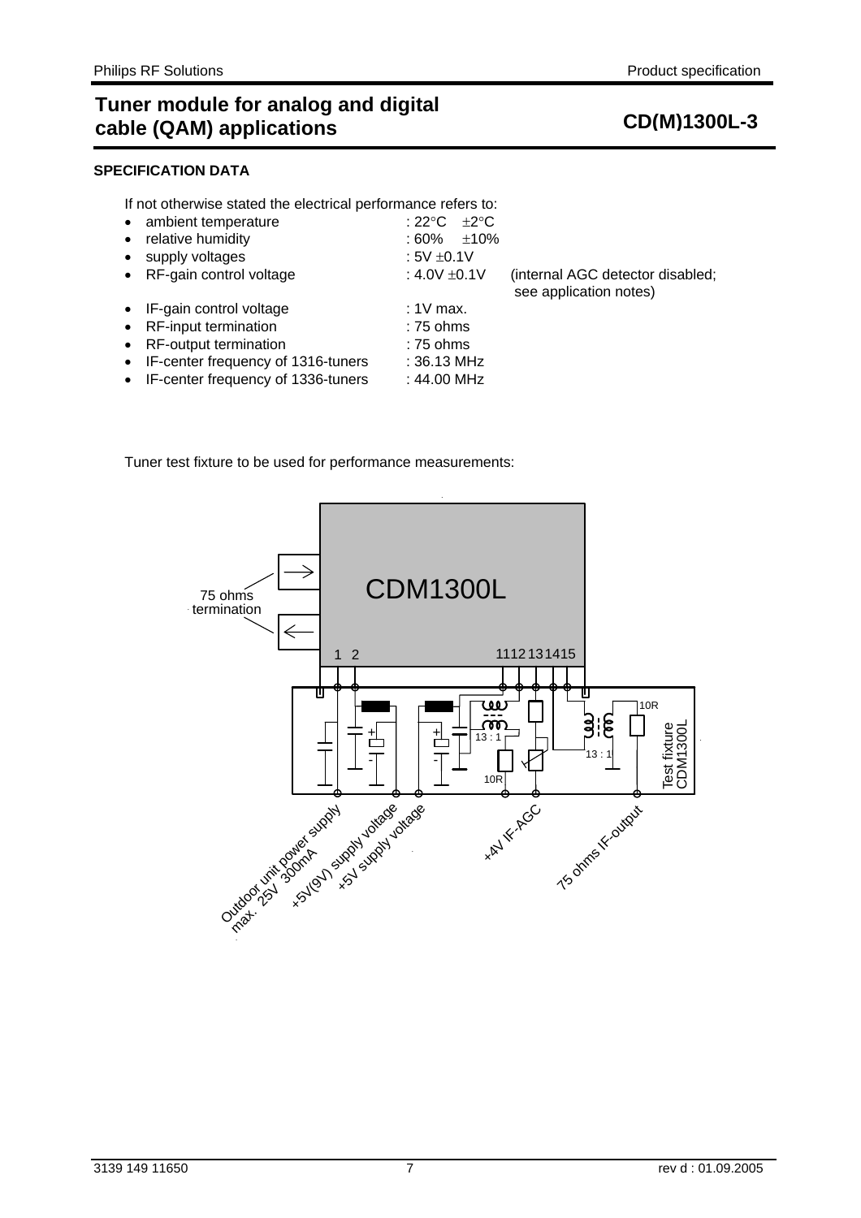## SPECIFICATION DATA

If not otherwise stated the electrical performance refers to:

| | | |
|---|---|---|
| • ambient temperature | : 22°C ±2°C | |
| • relative humidity | : 60% ±10% | |
| • supply voltages | : 5V ±0.1V | |
| • RF-gain control voltage | : 4.0V ±0.1V | (internal AGC detector disabled; see application notes) |
| • IF-gain control voltage | : 1V max. | |
| • RF-input termination | : 75 ohms | |
| • RF-output termination | : 75 ohms | |
| • IF-center frequency of 1316-tuners | : 36.13 MHz | |
| • IF-center frequency of 1336-tuners | : 44.00 MHz | |

Tuner test fixture to be used for performance measurements:

CDM1300L

75 ohms termination

1 2 11 12 13 14 15

13 : 1 10R 13 : 1 10R

Test fixture CDM1300L

Outdoor unit power supply max. 25V 300mA

+5V(9V) supply voltage

+5V supply voltage

+4V IF-AGC

75 ohms IF-output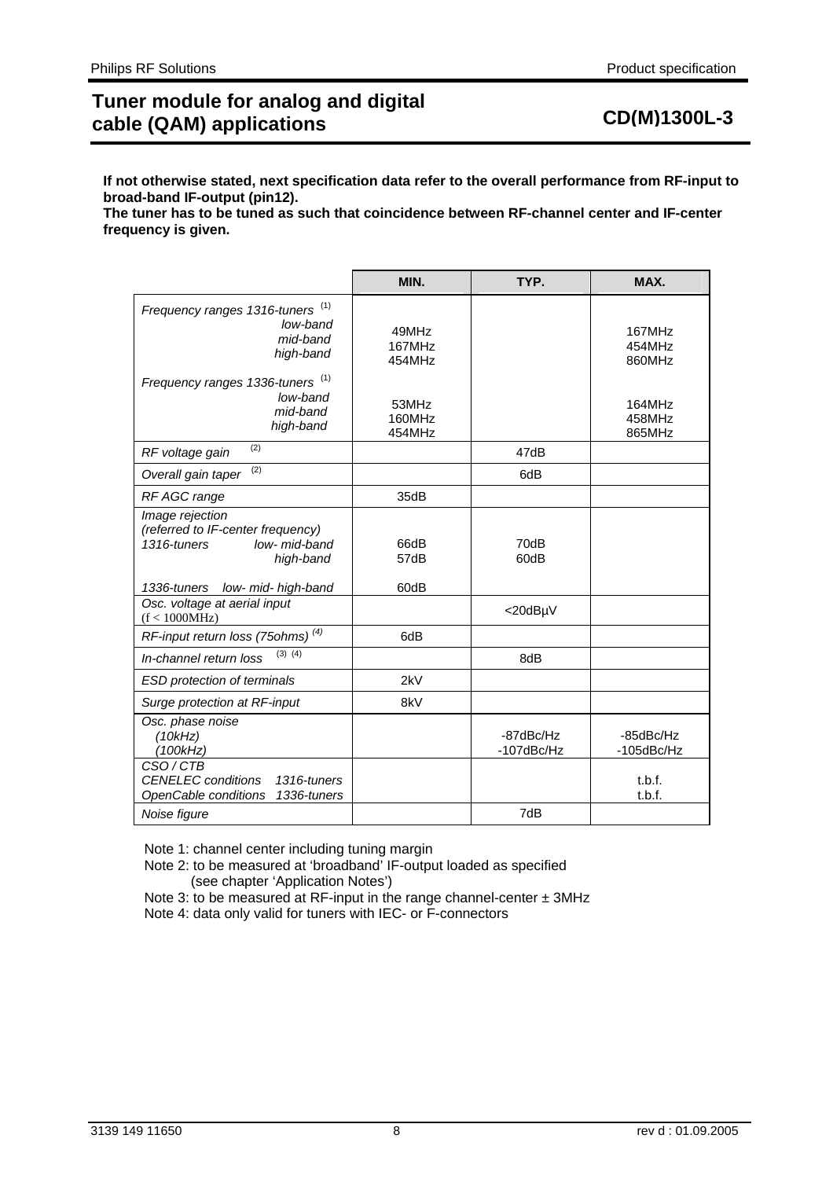**If not otherwise stated, next specification data refer to the overall performance from RF-input to broad-band IF-output (pin12).**
**The tuner has to be tuned as such that coincidence between RF-channel center and IF-center frequency is given.**

| | MIN. | TYP. | MAX. |
|---|---|---|---|
| *Frequency ranges 1316-tuners* [1]<br>*low-band*<br>*mid-band*<br>*high-band* | 49MHz<br>167MHz<br>454MHz | | 167MHz<br>454MHz<br>860MHz |
| *Frequency ranges 1336-tuners* [1]<br>*low-band*<br>*mid-band*<br>*high-band* | 53MHz<br>160MHz<br>454MHz | | 164MHz<br>458MHz<br>865MHz |
| *RF voltage gain* [2] | | 47dB | |
| *Overall gain taper* [2] | | 6dB | |
| *RF AGC range* | 35dB | | |
| *Image rejection*<br>*(referred to IF-center frequency)*<br>*1316-tuners low- mid-band*<br>*high-band*<br>*1336-tuners low- mid- high-band* | <br><br>66dB<br>57dB<br>60dB | <br><br>70dB<br>60dB | |
| *Osc. voltage at aerial input*<br>(f < 1000MHz) | | <20dBµV | |
| *RF-input return loss (75ohms)* [4] | 6dB | | |
| *In-channel return loss* [3] [4] | | 8dB | |
| *ESD protection of terminals* | 2kV | | |
| *Surge protection at RF-input* | 8kV | | |
| *Osc. phase noise*<br>*(10kHz)*<br>*(100kHz)* | | <br>-87dBc/Hz<br>-107dBc/Hz | <br>-85dBc/Hz<br>-105dBc/Hz |
| *CSO / CTB*<br>*CENELEC conditions 1316-tuners*<br>*OpenCable conditions 1336-tuners* | | | <br>t.b.f.<br>t.b.f. |
| *Noise figure* | | 7dB | |

Note 1: channel center including tuning margin
Note 2: to be measured at 'broadband' IF-output loaded as specified (see chapter 'Application Notes')
Note 3: to be measured at RF-input in the range channel-center ± 3MHz
Note 4: data only valid for tuners with IEC- or F-connectors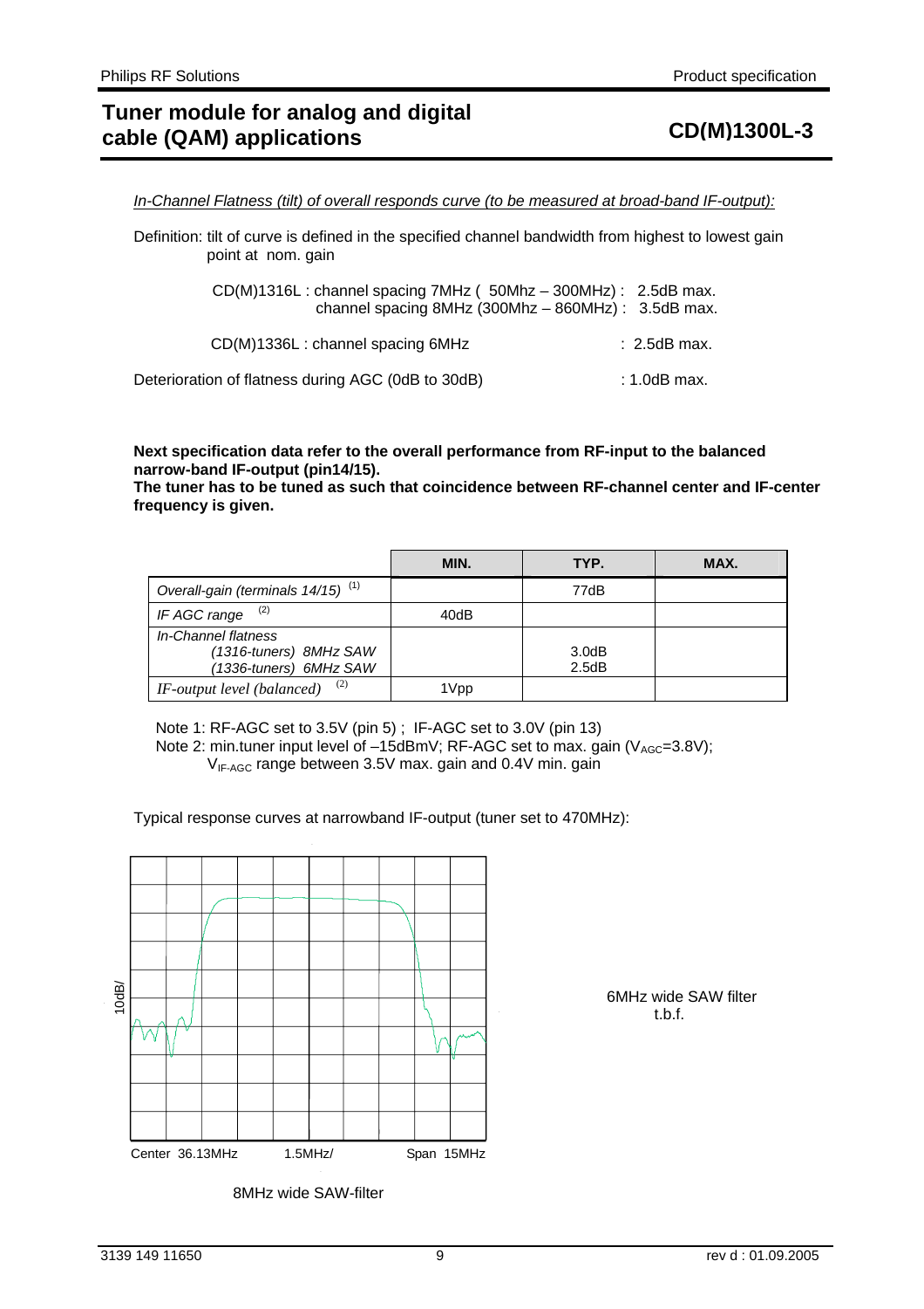# Tuner module for analog and digital cable (QAM) applications

**CD(M)1300L-3**

*In-Channel Flatness (tilt) of overall responds curve (to be measured at broad-band IF-output):*

Definition: tilt of curve is defined in the specified channel bandwidth from highest to lowest gain point at nom. gain

CD(M)1316L : channel spacing 7MHz ( 50Mhz – 300MHz) : 2.5dB max.
channel spacing 8MHz (300Mhz – 860MHz) : 3.5dB max.

CD(M)1336L : channel spacing 6MHz : 2.5dB max.

Deterioration of flatness during AGC (0dB to 30dB) : 1.0dB max.

**Next specification data refer to the overall performance from RF-input to the balanced narrow-band IF-output (pin14/15).**
**The tuner has to be tuned as such that coincidence between RF-channel center and IF-center frequency is given.**

| | MIN. | TYP. | MAX. |
|---|---|---|---|
| *Overall-gain (terminals 14/15)* (1) | | 77dB | |
| *IF AGC range* (2) | 40dB | | |
| *In-Channel flatness (1316-tuners) 8MHz SAW (1336-tuners) 6MHz SAW* | | 3.0dB 2.5dB | |
| *IF-output level (balanced)* (2) | 1Vpp | | |

Note 1: RF-AGC set to 3.5V (pin 5) ; IF-AGC set to 3.0V (pin 13)
Note 2: min.tuner input level of –15dBmV; RF-AGC set to max. gain ($V_{AGC}$=3.8V); $V_{IF-AGC}$ range between 3.5V max. gain and 0.4V min. gain

Typical response curves at narrowband IF-output (tuner set to 470MHz):

10dB/

Center 36.13MHz 1.5MHz/ Span 15MHz

8MHz wide SAW-filter

6MHz wide SAW filter t.b.f.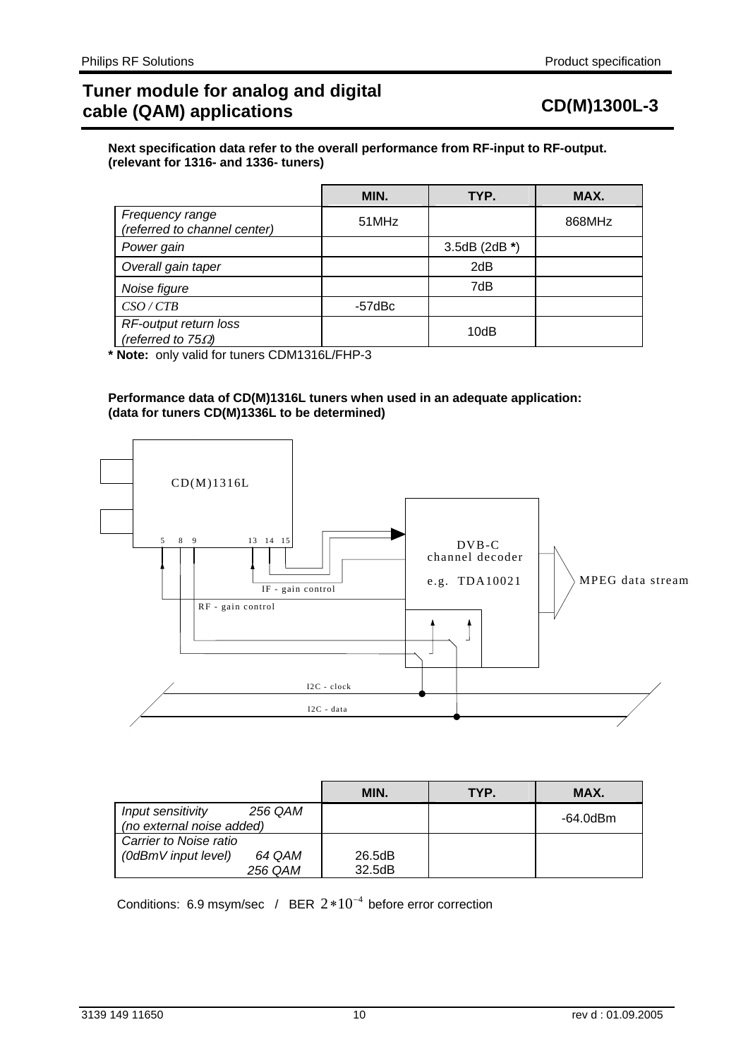**Next specification data refer to the overall performance from RF-input to RF-output. (relevant for 1316- and 1336- tuners)**

| | MIN. | TYP. | MAX. |
|---|---|---|---|
| *Frequency range (referred to channel center)* | 51MHz | | 868MHz |
| *Power gain* | | 3.5dB (2dB **\***) | |
| *Overall gain taper* | | 2dB | |
| *Noise figure* | | 7dB | |
| *CSO / CTB* | -57dBc | | |
| *RF-output return loss (referred to 75Ω)* | | 10dB | |

**\* Note:** only valid for tuners CDM1316L/FHP-3

**Performance data of CD(M)1316L tuners when used in an adequate application: (data for tuners CD(M)1336L to be determined)**

CD(M)1316L

5 8 9 13 14 15

DVB-C channel decoder

e.g. TDA10021

MPEG data stream

IF - gain control

RF - gain control

I2C - clock

I2C - data

| | MIN. | TYP. | MAX. |
|---|---|---|---|
| *Input sensitivity 256 QAM (no external noise added)* | | | -64.0dBm |
| *Carrier to Noise ratio (0dBmV input level) 64 QAM* | 26.5dB | | |
| *256 QAM* | 32.5dB | | |

Conditions: 6.9 msym/sec / BER $2*10^{-4}$ before error correction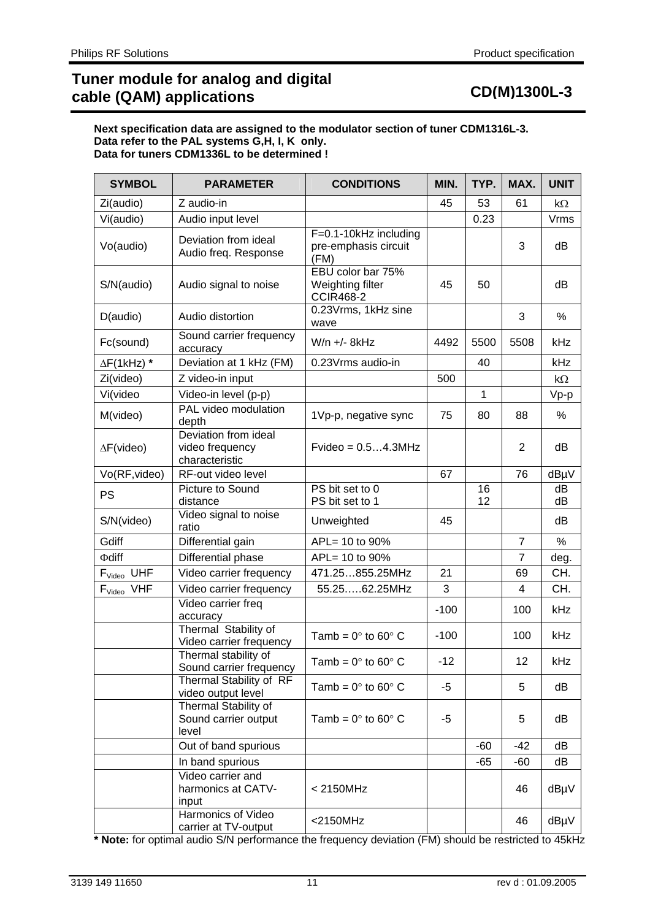# Tuner module for analog and digital cable (QAM) applications

## CD(M)1300L-3

**Next specification data are assigned to the modulator section of tuner CDM1316L-3.**
**Data refer to the PAL systems G,H, I, K only.**
**Data for tuners CDM1336L to be determined !**

| SYMBOL | PARAMETER | CONDITIONS | MIN. | TYP. | MAX. | UNIT |
|---|---|---|---|---|---|---|
| Zi(audio) | Z audio-in | | 45 | 53 | 61 | kΩ |
| Vi(audio) | Audio input level | | | 0.23 | | Vrms |
| Vo(audio) | Deviation from ideal Audio freq. Response | F=0.1-10kHz including pre-emphasis circuit (FM) | | | 3 | dB |
| S/N(audio) | Audio signal to noise | EBU color bar 75% Weighting filter CCIR468-2 | 45 | 50 | | dB |
| D(audio) | Audio distortion | 0.23Vrms, 1kHz sine wave | | | 3 | % |
| Fc(sound) | Sound carrier frequency accuracy | W/n +/- 8kHz | 4492 | 5500 | 5508 | kHz |
| ΔF(1kHz) **\*** | Deviation at 1 kHz (FM) | 0.23Vrms audio-in | | 40 | | kHz |
| Zi(video) | Z video-in input | | 500 | | | kΩ |
| Vi(video | Video-in level (p-p) | | | 1 | | Vp-p |
| M(video) | PAL video modulation depth | 1Vp-p, negative sync | 75 | 80 | 88 | % |
| ΔF(video) | Deviation from ideal video frequency characteristic | Fvideo = 0.5…4.3MHz | | | 2 | dB |
| Vo(RF,video) | RF-out video level | | 67 | | 76 | dBμV |
| PS | Picture to Sound distance | PS bit set to 0<br>PS bit set to 1 | | 16<br>12 | | dB<br>dB |
| S/N(video) | Video signal to noise ratio | Unweighted | 45 | | | dB |
| Gdiff | Differential gain | APL= 10 to 90% | | | 7 | % |
| Φdiff | Differential phase | APL= 10 to 90% | | | 7 | deg. |
| $F_{Video}$ UHF | Video carrier frequency | 471.25…855.25MHz | 21 | | 69 | CH. |
| $F_{Video}$ VHF | Video carrier frequency | 55.25…..62.25MHz | 3 | | 4 | CH. |
| | Video carrier freq accuracy | | -100 | | 100 | kHz |
| | Thermal Stability of Video carrier frequency | Tamb = 0° to 60° C | -100 | | 100 | kHz |
| | Thermal stability of Sound carrier frequency | Tamb = 0° to 60° C | -12 | | 12 | kHz |
| | Thermal Stability of RF video output level | Tamb = 0° to 60° C | -5 | | 5 | dB |
| | Thermal Stability of Sound carrier output level | Tamb = 0° to 60° C | -5 | | 5 | dB |
| | Out of band spurious | | | -60 | -42 | dB |
| | In band spurious | | | -65 | -60 | dB |
| | Video carrier and harmonics at CATV-input | < 2150MHz | | | 46 | dBμV |
| | Harmonics of Video carrier at TV-output | <2150MHz | | | 46 | dBμV |

**\* Note:** for optimal audio S/N performance the frequency deviation (FM) should be restricted to 45kHz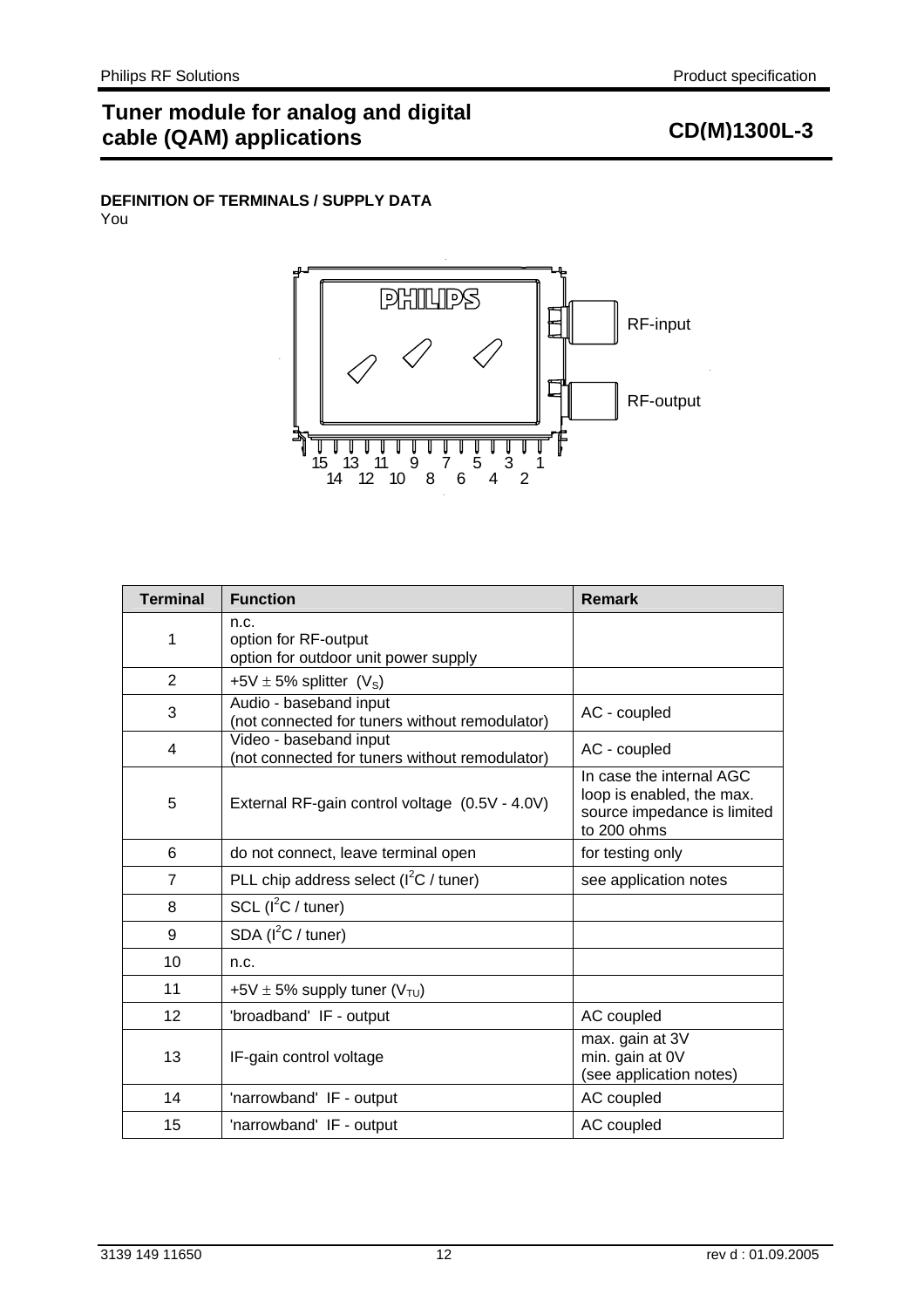**DEFINITION OF TERMINALS / SUPPLY DATA**

You

RF-input

RF-output

15 13 11 9 7 5 3 1
14 12 10 8 6 4 2

| Terminal | Function | Remark |
|---|---|---|
| 1 | n.c.<br>option for RF-output<br>option for outdoor unit power supply | |
| 2 | +5V ± 5% splitter ($V_S$) | |
| 3 | Audio - baseband input<br>(not connected for tuners without remodulator) | AC - coupled |
| 4 | Video - baseband input<br>(not connected for tuners without remodulator) | AC - coupled |
| 5 | External RF-gain control voltage (0.5V - 4.0V) | In case the internal AGC loop is enabled, the max. source impedance is limited to 200 ohms |
| 6 | do not connect, leave terminal open | for testing only |
| 7 | PLL chip address select ($I^2C$ / tuner) | see application notes |
| 8 | SCL ($I^2C$ / tuner) | |
| 9 | SDA ($I^2C$ / tuner) | |
| 10 | n.c. | |
| 11 | +5V ± 5% supply tuner ($V_{TU}$) | |
| 12 | 'broadband' IF - output | AC coupled |
| 13 | IF-gain control voltage | max. gain at 3V<br>min. gain at 0V<br>(see application notes) |
| 14 | 'narrowband' IF - output | AC coupled |
| 15 | 'narrowband' IF - output | AC coupled |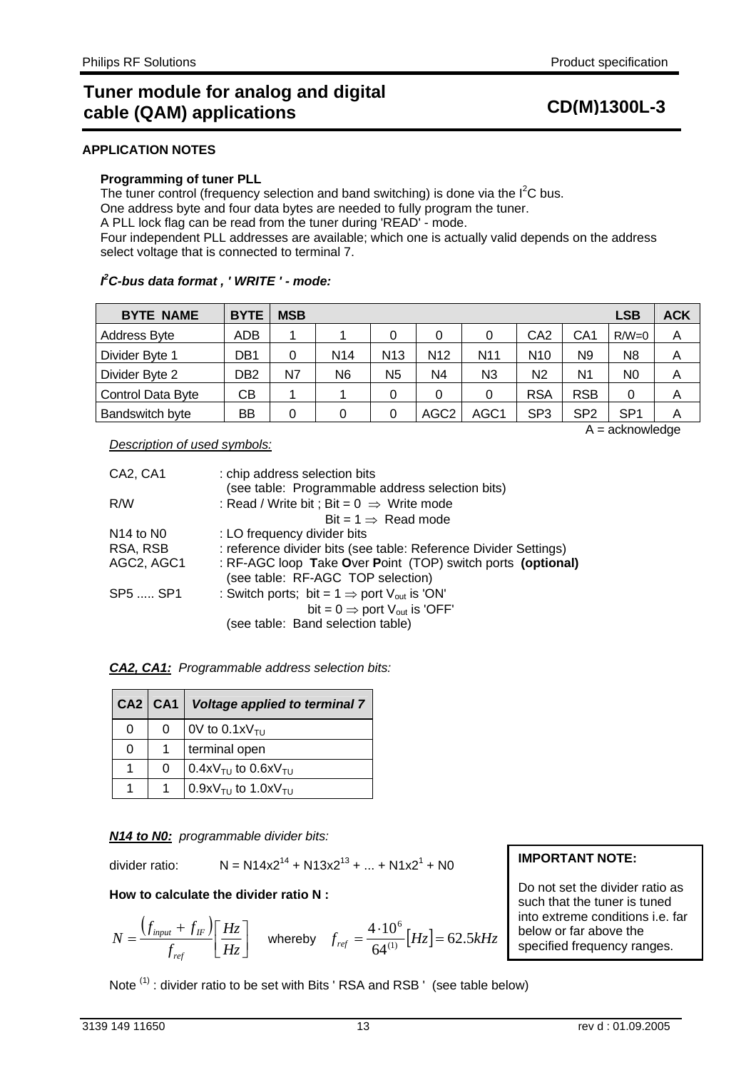# Tuner module for analog and digital cable (QAM) applications

**CD(M)1300L-3**

## APPLICATION NOTES

### Programming of tuner PLL

The tuner control (frequency selection and band switching) is done via the $I^2C$ bus.
One address byte and four data bytes are needed to fully program the tuner.
A PLL lock flag can be read from the tuner during 'READ' - mode.
Four independent PLL addresses are available; which one is actually valid depends on the address select voltage that is connected to terminal 7.

### *$I^2C$-bus data format , ' WRITE ' - mode:*

| BYTE NAME | BYTE | MSB | | | | | | | LSB | ACK |
|---|---|---|---|---|---|---|---|---|---|---|
| Address Byte | ADB | 1 | 1 | 0 | 0 | 0 | CA2 | CA1 | R/W=0 | A |
| Divider Byte 1 | DB1 | 0 | N14 | N13 | N12 | N11 | N10 | N9 | N8 | A |
| Divider Byte 2 | DB2 | N7 | N6 | N5 | N4 | N3 | N2 | N1 | N0 | A |
| Control Data Byte | CB | 1 | 1 | 0 | 0 | 0 | RSA | RSB | 0 | A |
| Bandswitch byte | BB | 0 | 0 | 0 | AGC2 | AGC1 | SP3 | SP2 | SP1 | A |

A = acknowledge

*Description of used symbols:*

| | |
|---|---|
| CA2, CA1 | : chip address selection bits (see table: Programmable address selection bits) |
| R/W | : Read / Write bit ; Bit = 0 ⇒ Write mode<br>Bit = 1 ⇒ Read mode |
| N14 to N0 | : LO frequency divider bits |
| RSA, RSB | : reference divider bits (see table: Reference Divider Settings) |
| AGC2, AGC1 | : RF-AGC loop **T**ake **O**ver **P**oint (TOP) switch ports **(optional)** (see table: RF-AGC TOP selection) |
| SP5 ..... SP1 | : Switch ports; bit = 1 ⇒ port $V_{out}$ is 'ON'<br>bit = 0 ⇒ port $V_{out}$ is 'OFF'<br>(see table: Band selection table) |

***CA2, CA1:*** *Programmable address selection bits:*

| CA2 | CA1 | *Voltage applied to terminal 7* |
|---|---|---|
| 0 | 0 | 0V to $0.1xV_{TU}$ |
| 0 | 1 | terminal open |
| 1 | 0 | $0.4xV_{TU}$ to $0.6xV_{TU}$ |
| 1 | 1 | $0.9xV_{TU}$ to $1.0xV_{TU}$ |

***N14 to N0:*** *programmable divider bits:*

divider ratio: $N = N14x2^{14} + N13x2^{13} + ... + N1x2^{1} + N0$

**How to calculate the divider ratio N :**

$$N = \frac{(f_{input} + f_{IF})}{f_{ref}}\left[\frac{Hz}{Hz}\right] \quad \text{whereby} \quad f_{ref} = \frac{4 \cdot 10^6}{64^{(1)}}[Hz] = 62.5kHz$$

Note (1) : divider ratio to be set with Bits ' RSA and RSB ' (see table below)

**IMPORTANT NOTE:**

Do not set the divider ratio as such that the tuner is tuned into extreme conditions i.e. far below or far above the specified frequency ranges.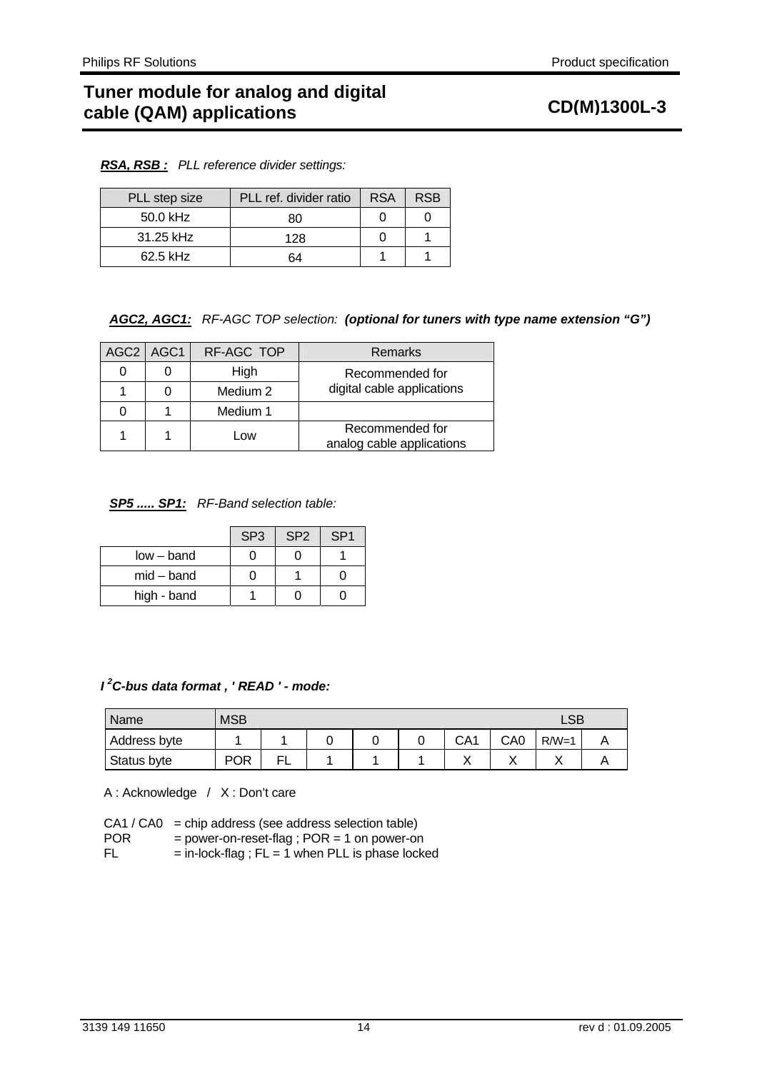***RSA, RSB :*** *PLL reference divider settings:*

| PLL step size | PLL ref. divider ratio | RSA | RSB |
|---|---|---|---|
| 50.0 kHz | 80 | 0 | 0 |
| 31.25 kHz | 128 | 0 | 1 |
| 62.5 kHz | 64 | 1 | 1 |

***AGC2, AGC1:*** *RF-AGC TOP selection:* ***(optional for tuners with type name extension "G")***

| AGC2 | AGC1 | RF-AGC TOP | Remarks |
|---|---|---|---|
| 0 | 0 | High | Recommended for digital cable applications |
| 1 | 0 | Medium 2 | |
| 0 | 1 | Medium 1 | |
| 1 | 1 | Low | Recommended for analog cable applications |

***SP5 ..... SP1:*** *RF-Band selection table:*

| | SP3 | SP2 | SP1 |
|---|---|---|---|
| low – band | 0 | 0 | 1 |
| mid – band | 0 | 1 | 0 |
| high - band | 1 | 0 | 0 |

***I²C-bus data format , ' READ ' - mode:***

| Name | MSB | | | | | | | LSB | |
|---|---|---|---|---|---|---|---|---|---|
| Address byte | 1 | 1 | 0 | 0 | 0 | CA1 | CA0 | R/W=1 | A |
| Status byte | POR | FL | 1 | 1 | 1 | X | X | X | A |

A : Acknowledge / X : Don't care

CA1 / CA0 = chip address (see address selection table)
POR = power-on-reset-flag ; POR = 1 on power-on
FL = in-lock-flag ; FL = 1 when PLL is phase locked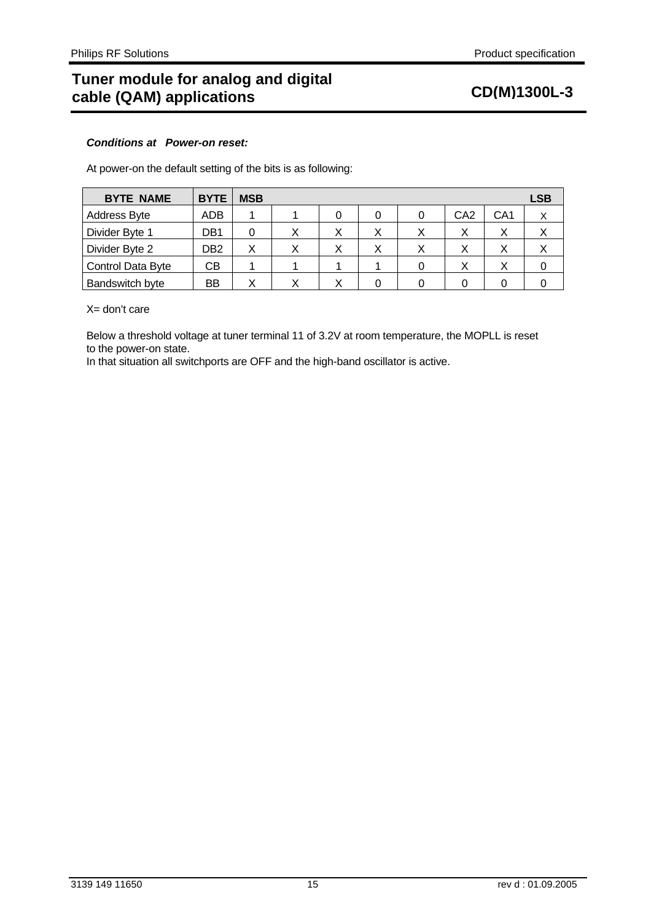***Conditions at Power-on reset:***

At power-on the default setting of the bits is as following:

| BYTE NAME | BYTE | MSB | | | | | | | LSB |
|---|---|---|---|---|---|---|---|---|---|
| Address Byte | ADB | 1 | 1 | 0 | 0 | 0 | CA2 | CA1 | X |
| Divider Byte 1 | DB1 | 0 | X | X | X | X | X | X | X |
| Divider Byte 2 | DB2 | X | X | X | X | X | X | X | X |
| Control Data Byte | CB | 1 | 1 | 1 | 1 | 0 | X | X | 0 |
| Bandswitch byte | BB | X | X | X | 0 | 0 | 0 | 0 | 0 |

X= don't care

Below a threshold voltage at tuner terminal 11 of 3.2V at room temperature, the MOPLL is reset to the power-on state.
In that situation all switchports are OFF and the high-band oscillator is active.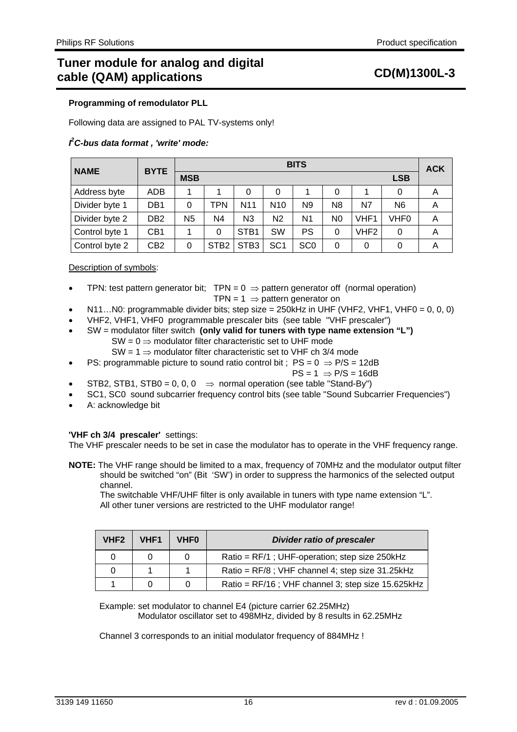# Tuner module for analog and digital cable (QAM) applications — CD(M)1300L-3

### Programming of remodulator PLL

Following data are assigned to PAL TV-systems only!

***I²C-bus data format , 'write' mode:***

| NAME | BYTE | BITS | | | | | | | | ACK |
|---|---|---|---|---|---|---|---|---|---|---|
| | | MSB | | | | | | | LSB | |
| Address byte | ADB | 1 | 1 | 0 | 0 | 1 | 0 | 1 | 0 | A |
| Divider byte 1 | DB1 | 0 | TPN | N11 | N10 | N9 | N8 | N7 | N6 | A |
| Divider byte 2 | DB2 | N5 | N4 | N3 | N2 | N1 | N0 | VHF1 | VHF0 | A |
| Control byte 1 | CB1 | 1 | 0 | STB1 | SW | PS | 0 | VHF2 | 0 | A |
| Control byte 2 | CB2 | 0 | STB2 | STB3 | SC1 | SC0 | 0 | 0 | 0 | A |

Description of symbols:

- TPN: test pattern generator bit; TPN = 0 ⇒ pattern generator off (normal operation)
  TPN = 1 ⇒ pattern generator on
- N11…N0: programmable divider bits; step size = 250kHz in UHF (VHF2, VHF1, VHF0 = 0, 0, 0)
- VHF2, VHF1, VHF0 programmable prescaler bits (see table "VHF prescaler")
- SW = modulator filter switch **(only valid for tuners with type name extension "L")**
  SW = 0 ⇒ modulator filter characteristic set to UHF mode
  SW = 1 ⇒ modulator filter characteristic set to VHF ch 3/4 mode
- PS: programmable picture to sound ratio control bit ; PS = 0 ⇒ P/S = 12dB
  PS = 1 ⇒ P/S = 16dB
- STB2, STB1, STB0 = 0, 0, 0 ⇒ normal operation (see table "Stand-By")
- SC1, SC0 sound subcarrier frequency control bits (see table "Sound Subcarrier Frequencies")
- A: acknowledge bit

**'VHF ch 3/4 prescaler'** settings:
The VHF prescaler needs to be set in case the modulator has to operate in the VHF frequency range.

**NOTE:** The VHF range should be limited to a max, frequency of 70MHz and the modulator output filter should be switched "on" (Bit 'SW') in order to suppress the harmonics of the selected output channel.
The switchable VHF/UHF filter is only available in tuners with type name extension "L".
All other tuner versions are restricted to the UHF modulator range!

| VHF2 | VHF1 | VHF0 | *Divider ratio of prescaler* |
|---|---|---|---|
| 0 | 0 | 0 | Ratio = RF/1 ; UHF-operation; step size 250kHz |
| 0 | 1 | 1 | Ratio = RF/8 ; VHF channel 4; step size 31.25kHz |
| 1 | 0 | 0 | Ratio = RF/16 ; VHF channel 3; step size 15.625kHz |

Example: set modulator to channel E4 (picture carrier 62.25MHz)
Modulator oscillator set to 498MHz, divided by 8 results in 62.25MHz

Channel 3 corresponds to an initial modulator frequency of 884MHz !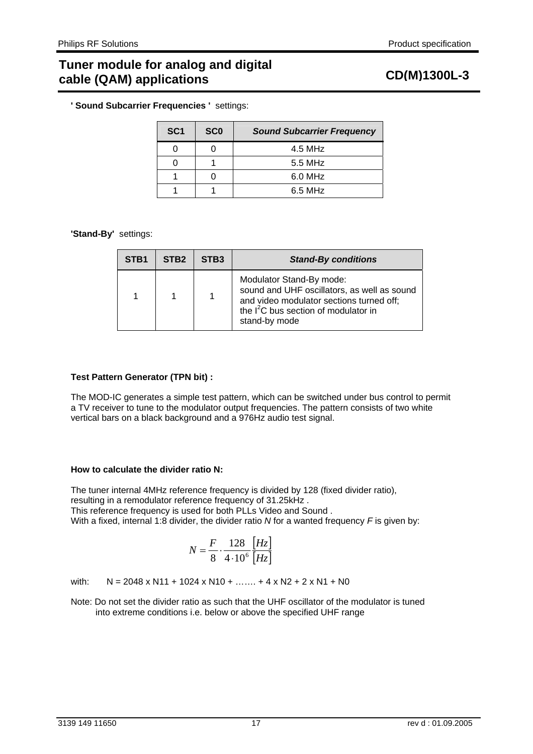**' Sound Subcarrier Frequencies '** settings:

| SC1 | SC0 | *Sound Subcarrier Frequency* |
|---|---|---|
| 0 | 0 | 4.5 MHz |
| 0 | 1 | 5.5 MHz |
| 1 | 0 | 6.0 MHz |
| 1 | 1 | 6.5 MHz |

**'Stand-By'** settings:

| STB1 | STB2 | STB3 | *Stand-By conditions* |
|---|---|---|---|
| 1 | 1 | 1 | Modulator Stand-By mode: sound and UHF oscillators, as well as sound and video modulator sections turned off; the $I^2C$ bus section of modulator in stand-by mode |

**Test Pattern Generator (TPN bit) :**

The MOD-IC generates a simple test pattern, which can be switched under bus control to permit a TV receiver to tune to the modulator output frequencies. The pattern consists of two white vertical bars on a black background and a 976Hz audio test signal.

**How to calculate the divider ratio N:**

The tuner internal 4MHz reference frequency is divided by 128 (fixed divider ratio), resulting in a remodulator reference frequency of 31.25kHz .
This reference frequency is used for both PLLs Video and Sound .
With a fixed, internal 1:8 divider, the divider ratio $N$ for a wanted frequency $F$ is given by:

$$N = \frac{F}{8} \cdot \frac{128}{4 \cdot 10^6} \frac{[Hz]}{[Hz]}$$

with: N = 2048 x N11 + 1024 x N10 + ……. + 4 x N2 + 2 x N1 + N0

Note: Do not set the divider ratio as such that the UHF oscillator of the modulator is tuned into extreme conditions i.e. below or above the specified UHF range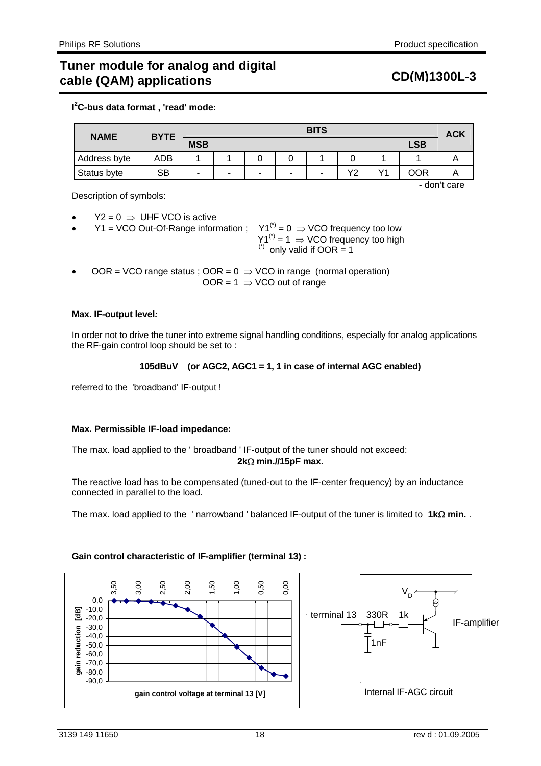## I²C-bus data format , 'read' mode:

| NAME | BYTE | BITS | | | | | | | | ACK |
|---|---|---|---|---|---|---|---|---|---|---|
| | | MSB | | | | | | | LSB | |
| Address byte | ADB | 1 | 1 | 0 | 0 | 1 | 0 | 1 | 1 | A |
| Status byte | SB | - | - | - | - | - | Y2 | Y1 | OOR | A |

- don't care

Description of symbols:

- Y2 = 0 ⇒ UHF VCO is active
- Y1 = VCO Out-Of-Range information ; Y1[(*)] = 0 ⇒ VCO frequency too low
  Y1[(*)] = 1 ⇒ VCO frequency too high
  [(*)] only valid if OOR = 1
- OOR = VCO range status ; OOR = 0 ⇒ VCO in range (normal operation)
  OOR = 1 ⇒ VCO out of range

**Max. IF-output level:**

In order not to drive the tuner into extreme signal handling conditions, especially for analog applications the RF-gain control loop should be set to :

**105dBuV (or AGC2, AGC1 = 1, 1 in case of internal AGC enabled)**

referred to the 'broadband' IF-output !

**Max. Permissible IF-load impedance:**

The max. load applied to the ' broadband ' IF-output of the tuner should not exceed:
**2kΩ min.//15pF max.**

The reactive load has to be compensated (tuned-out to the IF-center frequency) by an inductance connected in parallel to the load.

The max. load applied to the ' narrowband ' balanced IF-output of the tuner is limited to **1kΩ min.** .

**Gain control characteristic of IF-amplifier (terminal 13) :**

gain reduction [dB] vs. gain control voltage at terminal 13 [V]

Internal IF-AGC circuit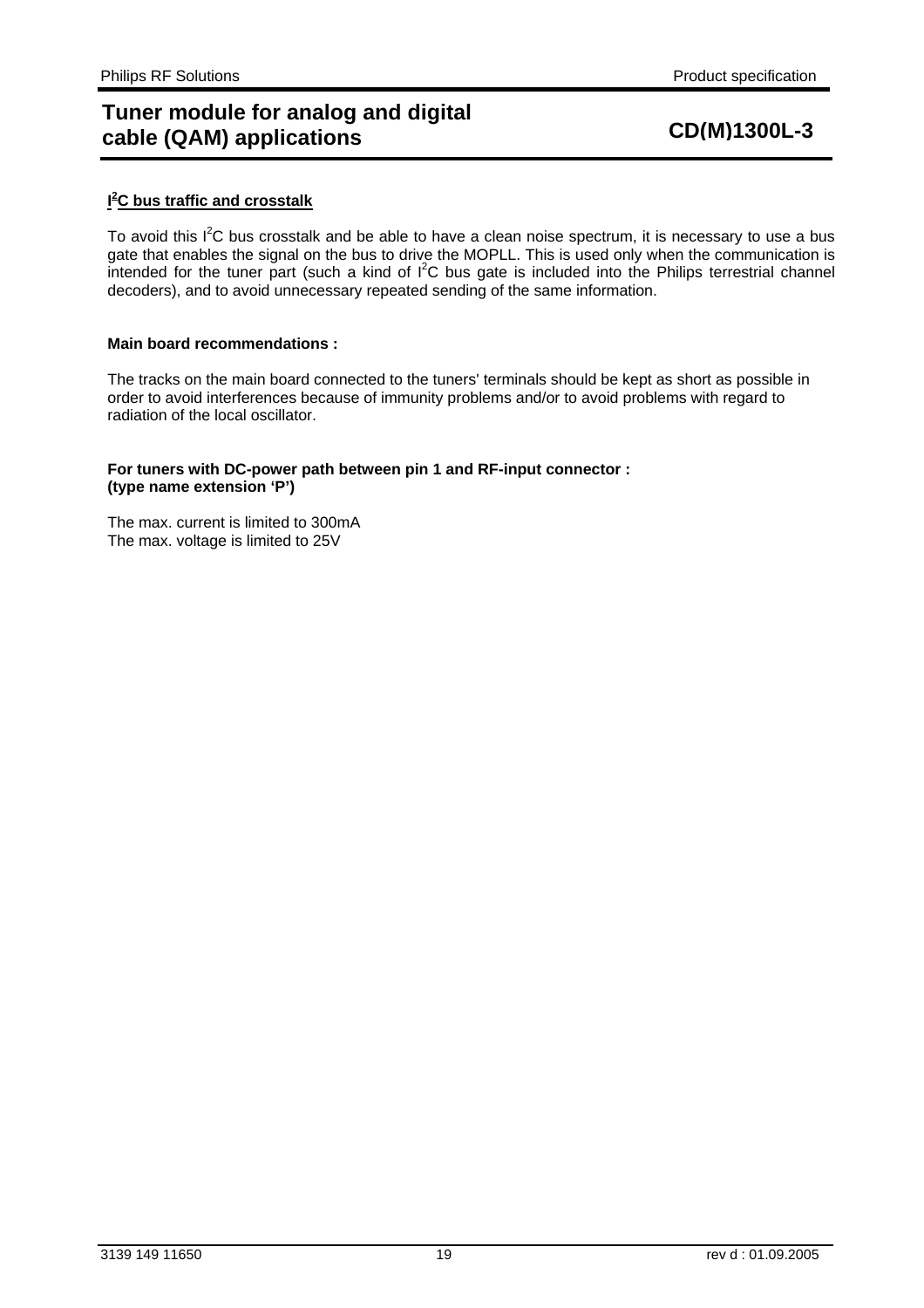**$I^2C$ bus traffic and crosstalk**

To avoid this $I^2C$ bus crosstalk and be able to have a clean noise spectrum, it is necessary to use a bus gate that enables the signal on the bus to drive the MOPLL. This is used only when the communication is intended for the tuner part (such a kind of $I^2C$ bus gate is included into the Philips terrestrial channel decoders), and to avoid unnecessary repeated sending of the same information.

**Main board recommendations :**

The tracks on the main board connected to the tuners' terminals should be kept as short as possible in order to avoid interferences because of immunity problems and/or to avoid problems with regard to radiation of the local oscillator.

**For tuners with DC-power path between pin 1 and RF-input connector :**
**(type name extension 'P')**

The max. current is limited to 300mA
The max. voltage is limited to 25V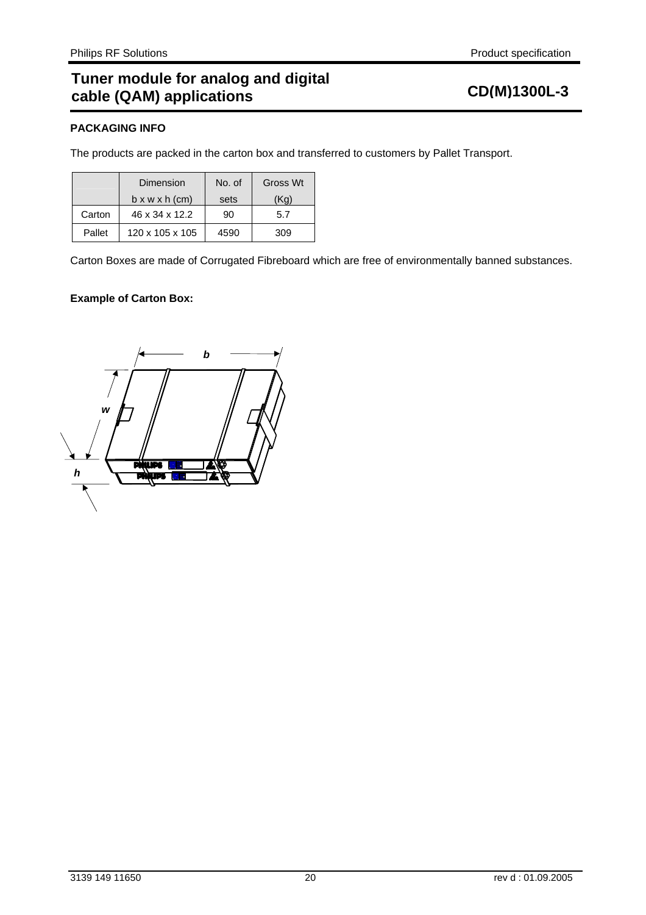## PACKAGING INFO

The products are packed in the carton box and transferred to customers by Pallet Transport.

| | Dimension b x w x h (cm) | No. of sets | Gross Wt (Kg) |
|---|---|---|---|
| Carton | 46 x 34 x 12.2 | 90 | 5.7 |
| Pallet | 120 x 105 x 105 | 4590 | 309 |

Carton Boxes are made of Corrugated Fibreboard which are free of environmentally banned substances.

**Example of Carton Box:**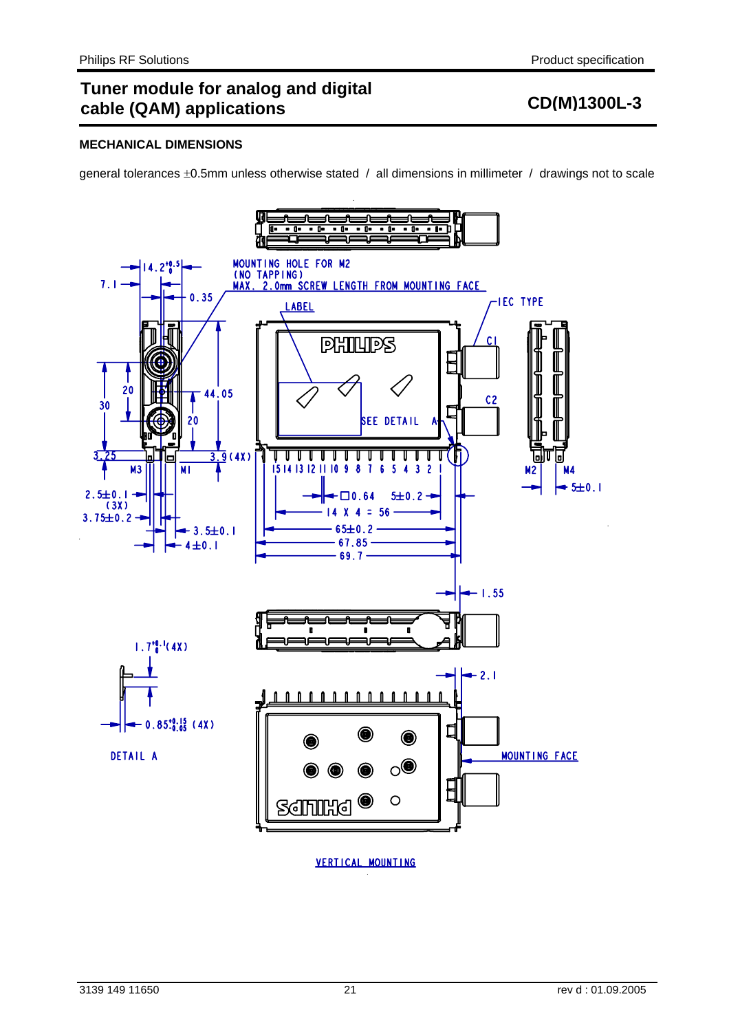## Tuner module for analog and digital cable (QAM) applications

**CD(M)1300L-3**

### MECHANICAL DIMENSIONS

general tolerances ±0.5mm unless otherwise stated / all dimensions in millimeter / drawings not to scale

MOUNTING HOLE FOR M2 (NO TAPPING) MAX. 2.0mm SCREW LENGTH FROM MOUNTING FACE

LABEL

IEC TYPE

C1

C2

SEE DETAIL A

M3 M1 M2 M4

15 14 13 12 11 10 9 8 7 6 5 4 3 2 1

$14.2^{+0.5}_{0}$ 7.1 0.35 20 30 44.05 20 3.25 3.9 (4X) 2.5±0.1 (3X) 3.75±0.2 3.5±0.1 4±0.1

□0.64 5±0.2 14 X 4 = 56 65±0.2 67.85 69.7 5±0.1

1.55

2.1

$1.7^{+0.1}_{0}$ (4X)

$0.85^{+0.15}_{-0.05}$ (4X)

DETAIL A

MOUNTING FACE

VERTICAL MOUNTING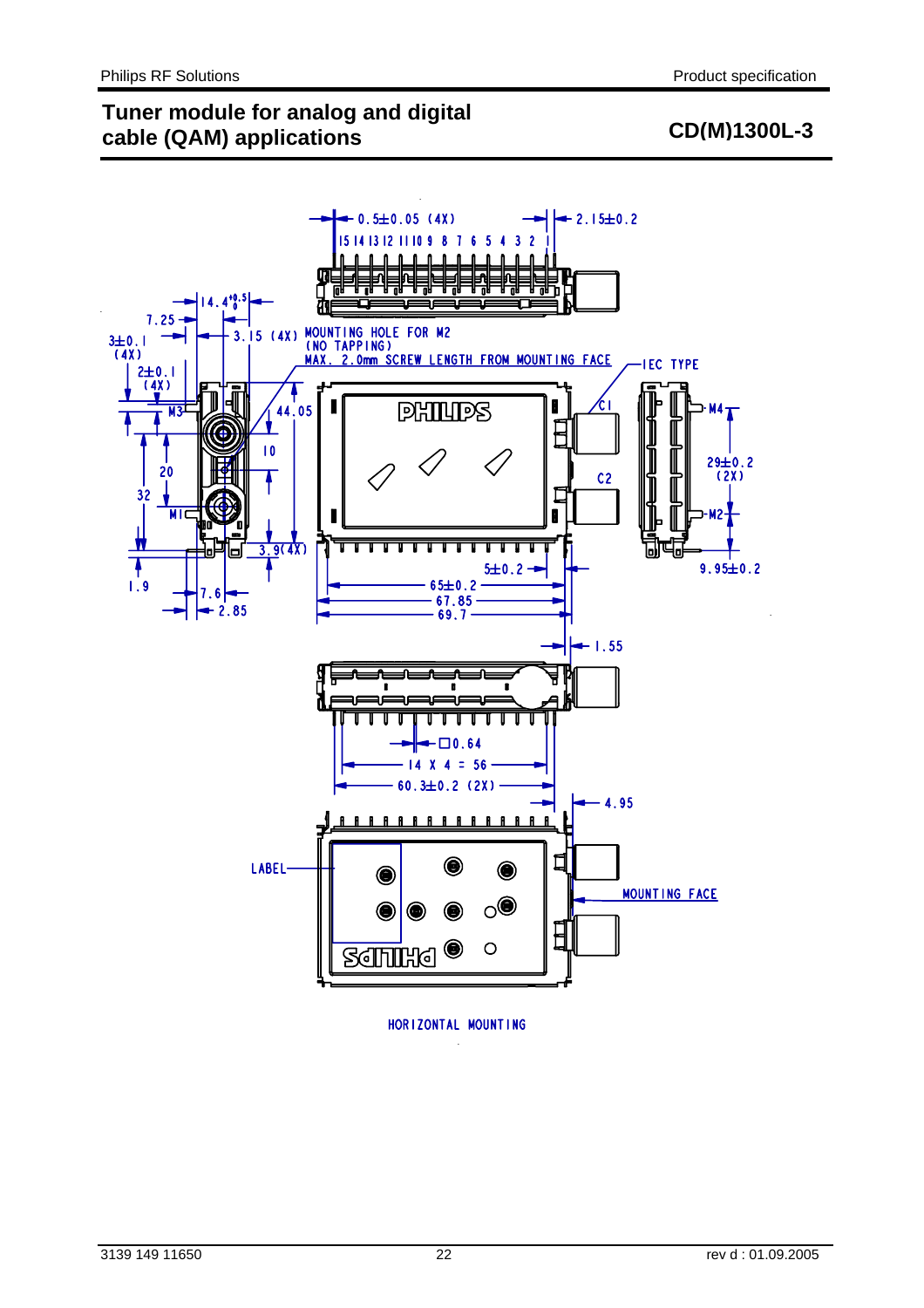MOUNTING HOLE FOR M2
(NO TAPPING)
MAX. 2.0mm SCREW LENGTH FROM MOUNTING FACE

IEC TYPE

LABEL

MOUNTING FACE

HORIZONTAL MOUNTING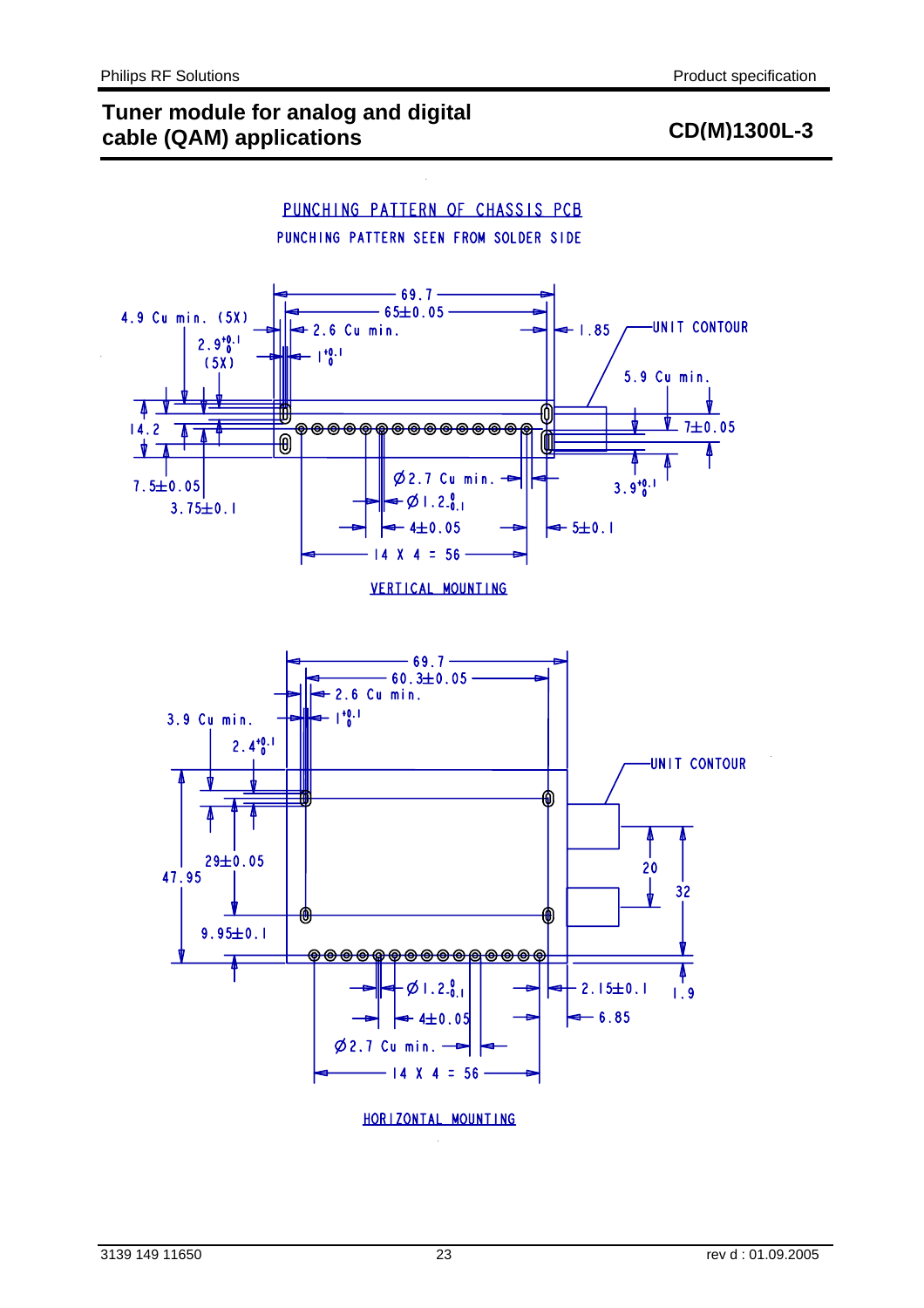# PUNCHING PATTERN OF CHASSIS PCB

PUNCHING PATTERN SEEN FROM SOLDER SIDE

4.9 Cu min. (5X)

$2.9^{+0.1}_{0}$ (5X)

69.7

65±0.05

2.6 Cu min.

$1^{+0.1}_{0}$

1.85

UNIT CONTOUR

5.9 Cu min.

14.2

7±0.05

7.5±0.05

3.75±0.1

Ø2.7 Cu min.

$Ø1.2^{0}_{-0.1}$

$3.9^{+0.1}_{0}$

4±0.05

5±0.1

14 X 4 = 56

VERTICAL MOUNTING

69.7

60.3±0.05

2.6 Cu min.

3.9 Cu min.

$1^{+0.1}_{0}$

$2.4^{+0.1}_{0}$

UNIT CONTOUR

29±0.05

47.95

20

32

9.95±0.1

$Ø1.2^{0}_{-0.1}$

2.15±0.1

1.9

4±0.05

6.85

Ø2.7 Cu min.

14 X 4 = 56

HORIZONTAL MOUNTING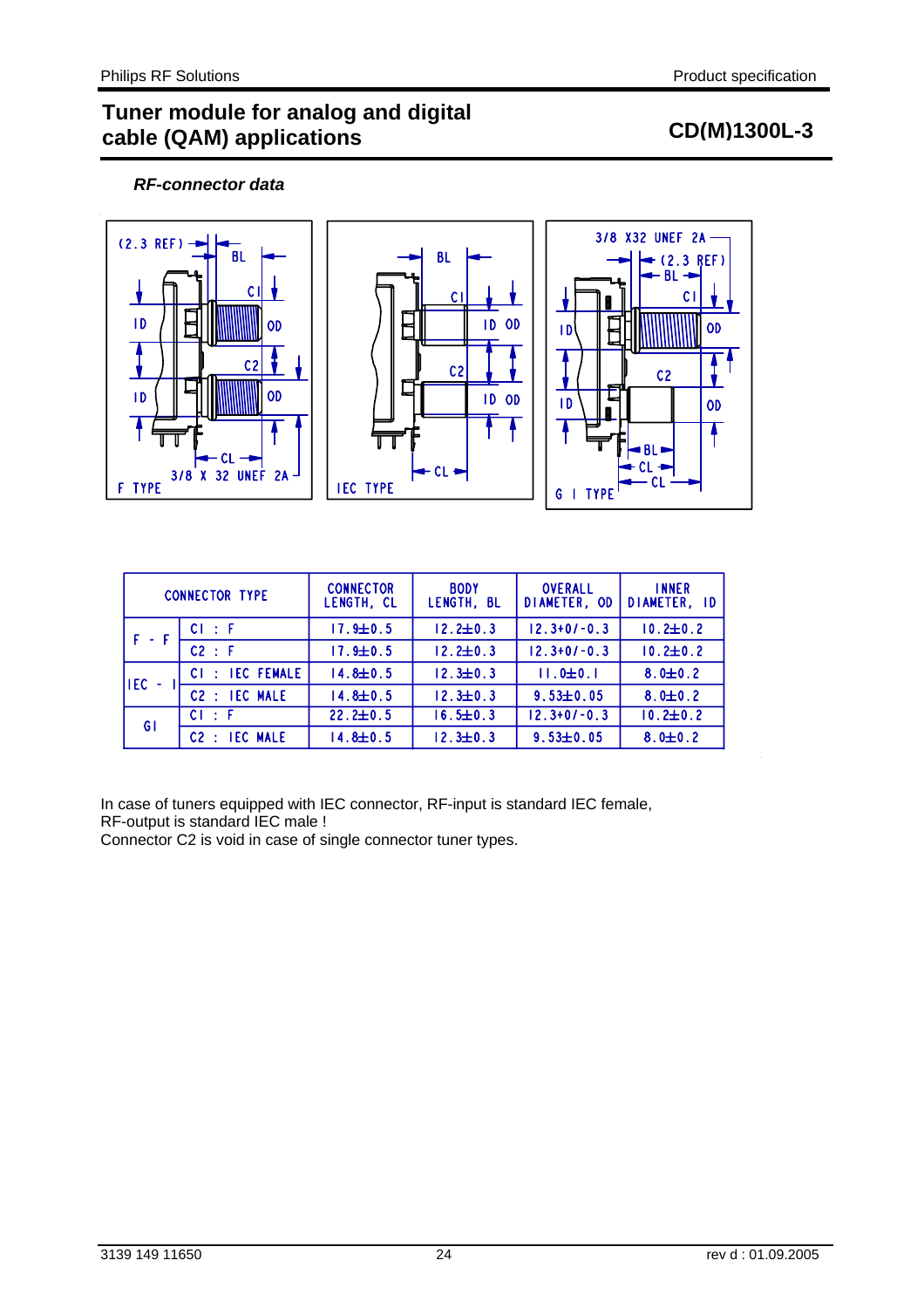### *RF-connector data*

(2.3 REF) BL C1 ID OD C2 ID OD CL 3/8 X 32 UNEF 2A F TYPE

BL C1 ID OD C2 ID OD CL IEC TYPE

3/8 X32 UNEF 2A (2.3 REF) BL C1 ID OD C2 ID OD BL CL CL G I TYPE

| CONNECTOR TYPE | | CONNECTOR LENGTH, CL | BODY LENGTH, BL | OVERALL DIAMETER, OD | INNER DIAMETER, ID |
|---|---|---|---|---|---|
| F - F | C1 : F | 17.9±0.5 | 12.2±0.3 | 12.3+0/-0.3 | 10.2±0.2 |
| | C2 : F | 17.9±0.5 | 12.2±0.3 | 12.3+0/-0.3 | 10.2±0.2 |
| IEC - I | C1 : IEC FEMALE | 14.8±0.5 | 12.3±0.3 | 11.0±0.1 | 8.0±0.2 |
| | C2 : IEC MALE | 14.8±0.5 | 12.3±0.3 | 9.53±0.05 | 8.0±0.2 |
| GI | C1 : F | 22.2±0.5 | 16.5±0.3 | 12.3+0/-0.3 | 10.2±0.2 |
| | C2 : IEC MALE | 14.8±0.5 | 12.3±0.3 | 9.53±0.05 | 8.0±0.2 |

In case of tuners equipped with IEC connector, RF-input is standard IEC female,
RF-output is standard IEC male !
Connector C2 is void in case of single connector tuner types.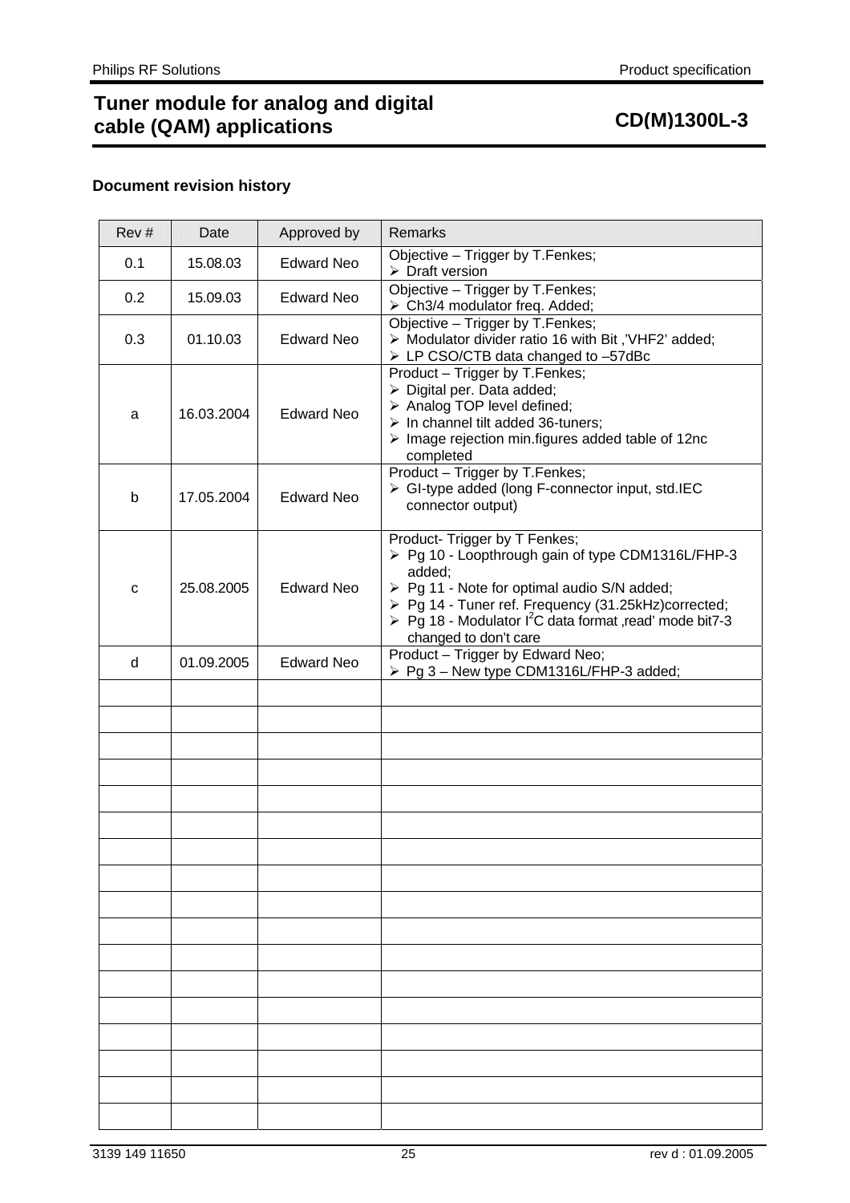# Tuner module for analog and digital cable (QAM) applications

# CD(M)1300L-3

### Document revision history

| Rev # | Date | Approved by | Remarks |
|---|---|---|---|
| 0.1 | 15.08.03 | Edward Neo | Objective – Trigger by T.Fenkes;<br>➢ Draft version |
| 0.2 | 15.09.03 | Edward Neo | Objective – Trigger by T.Fenkes;<br>➢ Ch3/4 modulator freq. Added; |
| 0.3 | 01.10.03 | Edward Neo | Objective – Trigger by T.Fenkes;<br>➢ Modulator divider ratio 16 with Bit ,'VHF2' added;<br>➢ LP CSO/CTB data changed to –57dBc |
| a | 16.03.2004 | Edward Neo | Product – Trigger by T.Fenkes;<br>➢ Digital per. Data added;<br>➢ Analog TOP level defined;<br>➢ In channel tilt added 36-tuners;<br>➢ Image rejection min.figures added table of 12nc completed |
| b | 17.05.2004 | Edward Neo | Product – Trigger by T.Fenkes;<br>➢ GI-type added (long F-connector input, std.IEC connector output) |
| c | 25.08.2005 | Edward Neo | Product- Trigger by T Fenkes;<br>➢ Pg 10 - Loopthrough gain of type CDM1316L/FHP-3 added;<br>➢ Pg 11 - Note for optimal audio S/N added;<br>➢ Pg 14 - Tuner ref. Frequency (31.25kHz)corrected;<br>➢ Pg 18 - Modulator $I^2C$ data format ,read' mode bit7-3 changed to don't care |
| d | 01.09.2005 | Edward Neo | Product – Trigger by Edward Neo;<br>➢ Pg 3 – New type CDM1316L/FHP-3 added; |
| | | | |
| | | | |
| | | | |
| | | | |
| | | | |
| | | | |
| | | | |
| | | | |
| | | | |
| | | | |
| | | | |
| | | | |
| | | | |
| | | | |
| | | | |
| | | | |
| | | | |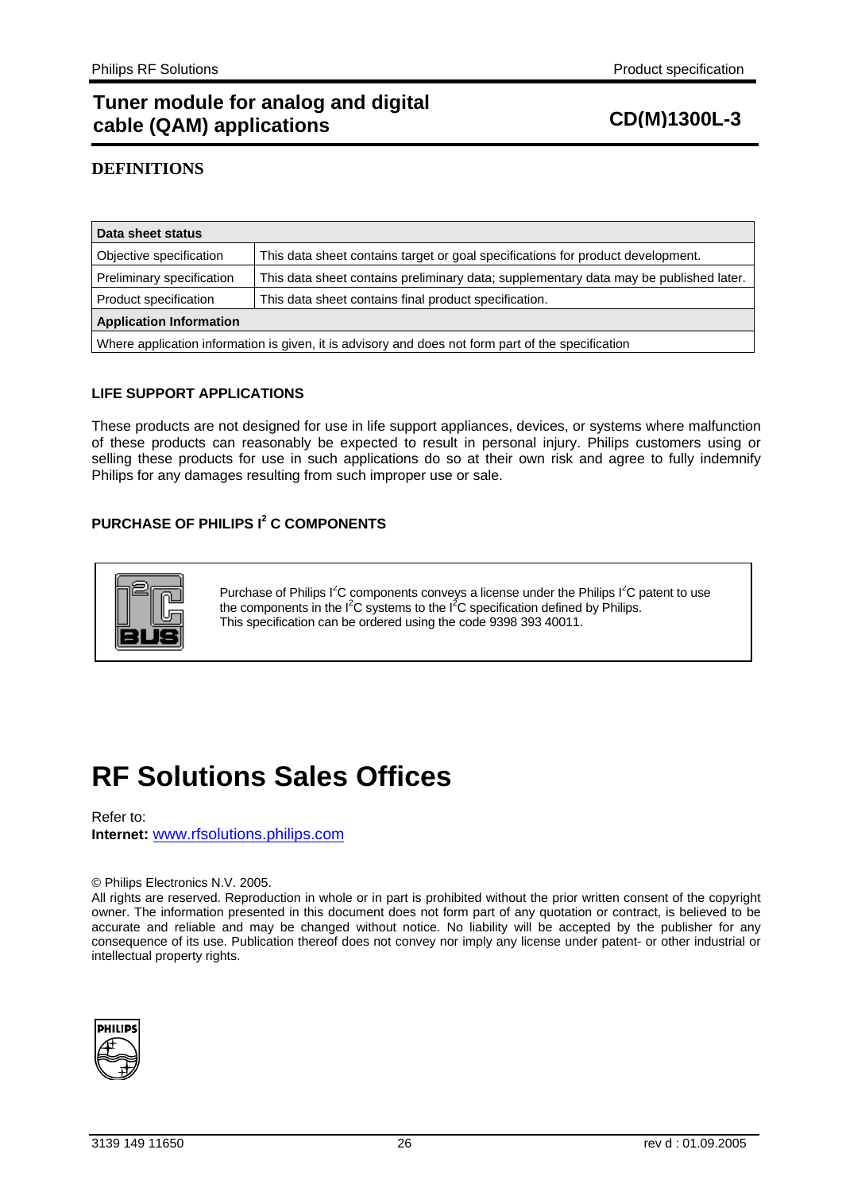## DEFINITIONS

| Data sheet status | |
|---|---|
| Objective specification | This data sheet contains target or goal specifications for product development. |
| Preliminary specification | This data sheet contains preliminary data; supplementary data may be published later. |
| Product specification | This data sheet contains final product specification. |
| **Application Information** | |
| Where application information is given, it is advisory and does not form part of the specification | |

### LIFE SUPPORT APPLICATIONS

These products are not designed for use in life support appliances, devices, or systems where malfunction of these products can reasonably be expected to result in personal injury. Philips customers using or selling these products for use in such applications do so at their own risk and agree to fully indemnify Philips for any damages resulting from such improper use or sale.

### PURCHASE OF PHILIPS $I^2$ C COMPONENTS

Purchase of Philips $I^2C$ components conveys a license under the Philips $I^2C$ patent to use the components in the $I^2C$ systems to the $I^2C$ specification defined by Philips.
This specification can be ordered using the code 9398 393 40011.

# RF Solutions Sales Offices

Refer to:
**Internet:** www.rfsolutions.philips.com

© Philips Electronics N.V. 2005.
All rights are reserved. Reproduction in whole or in part is prohibited without the prior written consent of the copyright owner. The information presented in this document does not form part of any quotation or contract, is believed to be accurate and reliable and may be changed without notice. No liability will be accepted by the publisher for any consequence of its use. Publication thereof does not convey nor imply any license under patent- or other industrial or intellectual property rights.

3139 149 11650 rev d : 01.09.2005